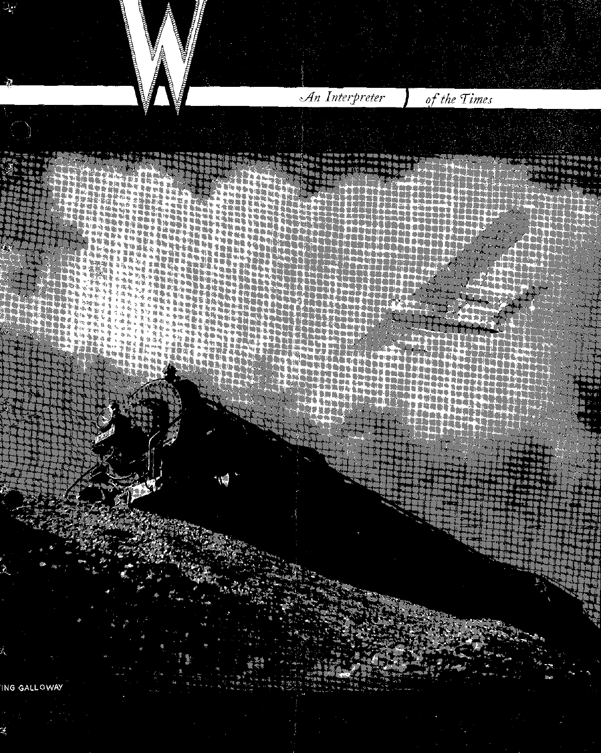W

*An Interpreter of the Times*

ING GALLOWAY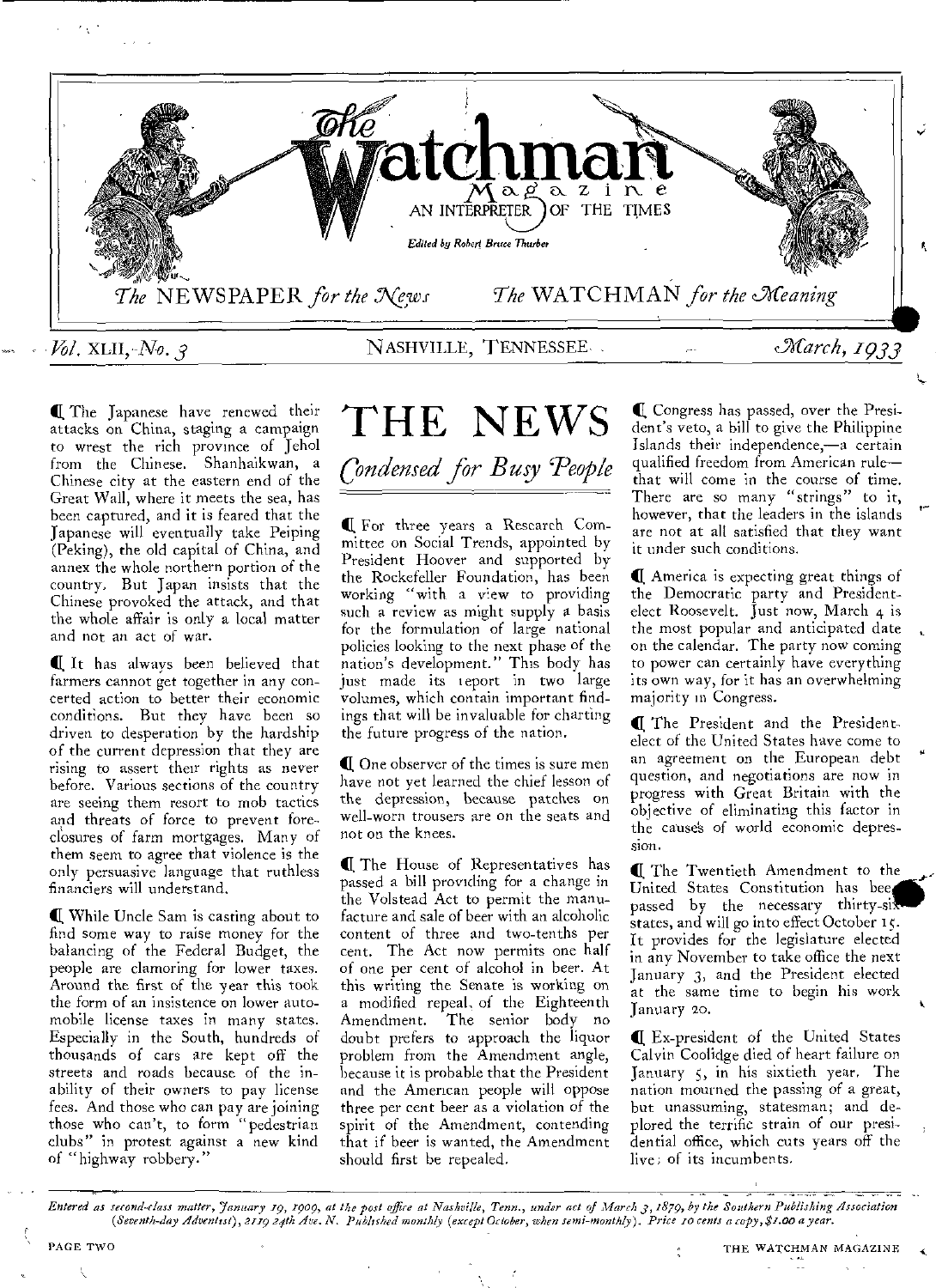# The Watchman Magazine

AN INTERPRETER OF THE TIMES

*Edited by Robert Bruce Thurber*

*The* NEWSPAPER *for the News* — *The* WATCHMAN *for the Meaning*

*Vol.* XLII, *No. 3* — NASHVILLE, TENNESSEE — *March, 1933*

# THE NEWS

## *Condensed for Busy People*

¶ The Japanese have renewed their attacks on China, staging a campaign to wrest the rich province of Jehol from the Chinese. Shanhaikwan, a Chinese city at the eastern end of the Great Wall, where it meets the sea, has been captured, and it is feared that the Japanese will eventually take Peiping (Peking), the old capital of China, and annex the whole northern portion of the country. But Japan insists that the Chinese provoked the attack, and that the whole affair is only a local matter and not an act of war.

¶ It has always been believed that farmers cannot get together in any concerted action to better their economic conditions. But they have been so driven to desperation by the hardship of the current depression that they are rising to assert their rights as never before. Various sections of the country are seeing them resort to mob tactics and threats of force to prevent foreclosures of farm mortgages. Many of them seem to agree that violence is the only persuasive language that ruthless financiers will understand.

¶ While Uncle Sam is casting about to find some way to raise money for the balancing of the Federal Budget, the people are clamoring for lower taxes. Around the first of the year this took the form of an insistence on lower automobile license taxes in many states. Especially in the South, hundreds of thousands of cars are kept off the streets and roads because of the inability of their owners to pay license fees. And those who can pay are joining those who can't, to form "pedestrian clubs" in protest against a new kind of "highway robbery."

¶ For three years a Research Committee on Social Trends, appointed by President Hoover and supported by the Rockefeller Foundation, has been working "with a view to providing such a review as might supply a basis for the formulation of large national policies looking to the next phase of the nation's development." This body has just made its report in two large volumes, which contain important findings that will be invaluable for charting the future progress of the nation.

¶ One observer of the times is sure men have not yet learned the chief lesson of the depression, because patches on well-worn trousers are on the seats and not on the knees.

¶ The House of Representatives has passed a bill providing for a change in the Volstead Act to permit the manufacture and sale of beer with an alcoholic content of three and two-tenths per cent. The Act now permits one half of one per cent of alcohol in beer. At this writing the Senate is working on a modified repeal, of the Eighteenth Amendment. The senior body no doubt prefers to approach the liquor problem from the Amendment angle, because it is probable that the President and the American people will oppose three per cent beer as a violation of the spirit of the Amendment, contending that if beer is wanted, the Amendment should first be repealed.

¶ Congress has passed, over the President's veto, a bill to give the Philippine Islands their independence,—a certain qualified freedom from American rule—that will come in the course of time. There are so many "strings" to it, however, that the leaders in the islands are not at all satisfied that they want it under such conditions.

¶ America is expecting great things of the Democratic party and President-elect Roosevelt. Just now, March 4 is the most popular and anticipated date on the calendar. The party now coming to power can certainly have everything its own way, for it has an overwhelming majority in Congress.

¶ The President and the President-elect of the United States have come to an agreement on the European debt question, and negotiations are now in progress with Great Britain with the objective of eliminating this factor in the causes of world economic depression.

¶ The Twentieth Amendment to the United States Constitution has been passed by the necessary thirty-six states, and will go into effect October 15. It provides for the legislature elected in any November to take office the next January 3, and the President elected at the same time to begin his work January 20.

¶ Ex-president of the United States Calvin Coolidge died of heart failure on January 5, in his sixtieth year. The nation mourned the passing of a great, but unassuming, statesman; and deplored the terrific strain of our presidential office, which cuts years off the lives of its incumbents.

*Entered as second-class matter, January 19, 1909, at the post office at Nashville, Tenn., under act of March 3, 1879, by the Southern Publishing Association (Seventh-day Adventist), 2119 24th Ave. N. Published monthly (except October, when semi-monthly). Price 10 cents a copy, $1.00 a year.*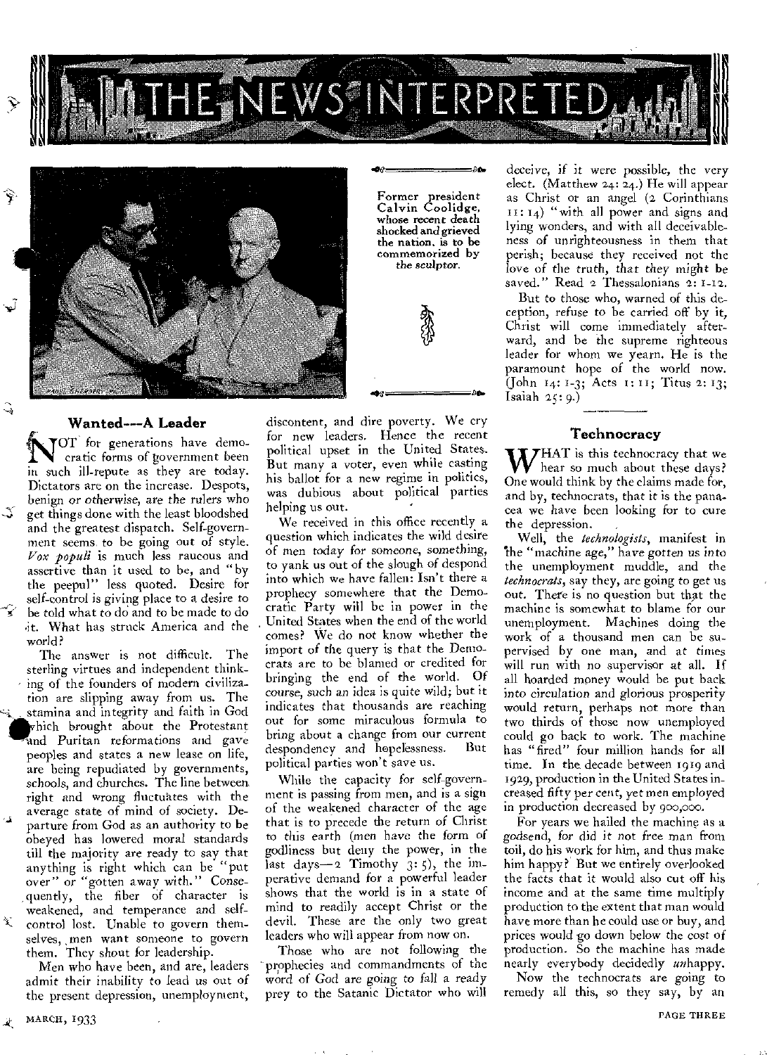# THE NEWS INTERPRETED

Former president Calvin Coolidge, whose recent death shocked and grieved the nation, is to be commemorized by the sculptor.

## Wanted---A Leader

NOT for generations have democratic forms of government been in such ill-repute as they are today. Dictators are on the increase. Despots, benign or otherwise, are the rulers who get things done with the least bloodshed and the greatest dispatch. Self-government seems to be going out of style. *Vox populi* is much less raucous and assertive than it used to be, and "by the peepul" less quoted. Desire for self-control is giving place to a desire to be told what to do and to be made to do it. What has struck America and the world?

The answer is not difficult. The sterling virtues and independent thinking of the founders of modern civilization are slipping away from us. The stamina and integrity and faith in God which brought about the Protestant and Puritan reformations and gave peoples and states a new lease on life, are being repudiated by governments, schools, and churches. The line between right and wrong fluctuates with the average state of mind of society. Departure from God as an authority to be obeyed has lowered moral standards till the majority are ready to say that anything is right which can be "put over" or "gotten away with." Consequently, the fiber of character is weakened, and temperance and self-control lost. Unable to govern themselves, men want someone to govern them. They shout for leadership.

Men who have been, and are, leaders admit their inability to lead us out of the present depression, unemployment, discontent, and dire poverty. We cry for new leaders. Hence the recent political upset in the United States. But many a voter, even while casting his ballot for a new regime in politics, was dubious about political parties helping us out.

We received in this office recently a question which indicates the wild desire of men today for someone, something, to yank us out of the slough of despond into which we have fallen: Isn't there a prophecy somewhere that the Democratic Party will be in power in the United States when the end of the world comes? We do not know whether the import of the query is that the Democrats are to be blamed or credited for bringing the end of the world. Of course, such an idea is quite wild; but it indicates that thousands are reaching out for some miraculous formula to bring about a change from our current despondency and hopelessness. But political parties won't save us.

While the capacity for self-government is passing from men, and is a sign of the weakened character of the age that is to precede the return of Christ to this earth (men have the form of godliness but deny the power, in the last days—2 Timothy 3: 5), the imperative demand for a powerful leader shows that the world is in a state of mind to readily accept Christ or the devil. These are the only two great leaders who will appear from now on.

Those who are not following the prophecies and commandments of the word of God are going to fall a ready prey to the Satanic Dictator who will deceive, if it were possible, the very elect. (Matthew 24: 24.) He will appear as Christ or an angel (2 Corinthians 11: 14) "with all power and signs and lying wonders, and with all deceivableness of unrighteousness in them that perish; because they received not the love of the truth, that they might be saved." Read 2 Thessalonians 2: 1-12.

But to those who, warned of this deception, refuse to be carried off by it, Christ will come immediately afterward, and be the supreme righteous leader for whom we yearn. He is the paramount hope of the world now. (John 14: 1-3; Acts 1: 11; Titus 2: 13; Isaiah 25: 9.)

## Technocracy

WHAT is this technocracy that we hear so much about these days? One would think by the claims made for, and by, technocrats, that it is the panacea we have been looking for to cure the depression.

Well, the *technologists*, manifest in the "machine age," have gotten us into the unemployment muddle, and the *technocrats*, say they, are going to get us out. There is no question but that the machine is somewhat to blame for our unemployment. Machines doing the work of a thousand men can be supervised by one man, and at times will run with no supervisor at all. If all hoarded money would be put back into circulation and glorious prosperity would return, perhaps not more than two thirds of those now unemployed could go back to work. The machine has "fired" four million hands for all time. In the decade between 1919 and 1929, production in the United States increased fifty per cent, yet men employed in production decreased by 900,000.

For years we hailed the machine as a godsend, for did it not free man from toil, do his work for him, and thus make him happy? But we entirely overlooked the facts that it would also cut off his income and at the same time multiply production to the extent that man would have more than he could use or buy, and prices would go down below the cost of production. So the machine has made nearly everybody decidedly *un*happy.

Now the technocrats are going to remedy all this, so they say, by an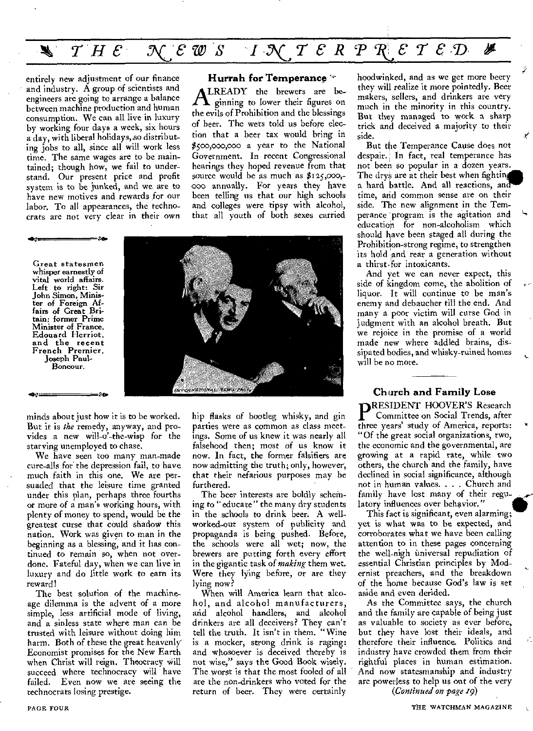entirely new adjustment of our finance and industry. A group of scientists and engineers are going to arrange a balance between machine production and human consumption. We can all live in luxury by working four days a week, six hours a day, with liberal holidays, so distributing jobs to all, since all will work less time. The same wages are to be maintained; though how, we fail to understand. Our present price and profit system is to be junked, and we are to have new motives and rewards for our labor. To all appearances, the technocrats are not very clear in their own minds about just how it is to be worked. But it is *the* remedy, anyway, and provides a new will-o'-the-wisp for the starving unemployed to chase.

We have seen too many man-made cure-alls for the depression fail, to have much faith in this one. We are persuaded that the leisure time granted under this plan, perhaps three fourths or more of a man's working hours, with plenty of money to spend, would be the greatest curse that could shadow this nation. Work was given to man in the beginning as a blessing, and it has continued to remain so, when not overdone. Fateful day, when we can live in luxury and do little work to earn its reward!

The best solution of the machine-age dilemma is the advent of a more simple, less artificial mode of living, and a sinless state where man can be trusted with leisure without doing him harm. Both of these the great heavenly Economist promises for the New Earth when Christ will reign. Theocracy will succeed where technocracy will have failed. Even now we are seeing the technocrats losing prestige.

Great statesmen whisper earnestly of vital world affairs. Left to right: Sir John Simon, Minister of Foreign Affairs of Great Britain; former Prime Minister of France, Edouard Herriot, and the recent French Premier, Joseph Paul-Boncour.

## Hurrah for Temperance

ALREADY the brewers are beginning to lower their figures on the evils of Prohibition and the blessings of beer. The wets told us before election that a beer tax would bring in $500,000,000 a year to the National Government. In recent Congressional hearings they hoped revenue from that source would be as much as $125,000,000 annually. For years they have been telling us that our high schools and colleges were tipsy with alcohol, that all youth of both sexes carried hip flasks of bootleg whisky, and gin parties were as common as class meetings. Some of us knew it was nearly all falsehood then; most of us know it now. In fact, the former falsifiers are now admitting the truth; only, however, that their nefarious purposes may be furthered.

The beer interests are boldly scheming to "educate" the many dry students in the schools to drink beer. A well-worked-out system of publicity and propaganda is being pushed. Before, the schools were all wet; now, the brewers are putting forth every effort in the gigantic task of *making* them wet. Were they lying before, or are they lying now?

When will America learn that alcohol, and alcohol manufacturers, and alcohol handlers, and alcohol drinkers are all deceivers? They can't tell the truth. It isn't in them. "Wine is a mocker, strong drink is raging: and whosoever is deceived thereby is not wise," says the Good Book wisely. The worst is that the most fooled of all are the non-drinkers who voted for the return of beer. They were certainly hoodwinked, and as we get more beery they will realize it more pointedly. Beer makers, sellers, and drinkers are very much in the minority in this country. But they managed to work a sharp trick and deceived a majority to their side.

But the Temperance Cause does not despair. In fact, real temperance has not been so popular in a dozen years. The drys are at their best when fighting a hard battle. And all reactions, and time, and common sense are on their side. The new alignment in the Temperance program is the agitation and education for non-alcoholism which should have been staged all during the Prohibition-strong regime, to strengthen its hold and rear a generation without a thirst for intoxicants.

And yet we can never expect, this side of kingdom come, the abolition of liquor. It will continue to be man's enemy and debaucher till the end. And many a poor victim will curse God in judgment with an alcohol breath. But we rejoice in the promise of a world made new where addled brains, dissipated bodies, and whisky-ruined homes will be no more.

## Church and Family Lose

PRESIDENT HOOVER'S Research Committee on Social Trends, after three years' study of America, reports: "Of the great social organizations, two, the economic and the governmental, are growing at a rapid rate, while two others, the church and the family, have declined in social significance, although not in human values. . . . Church and family have lost many of their regulatory influences over behavior."

This fact is significant, even alarming; yet is what was to be expected, and corroborates what we have been calling attention to in these pages concerning the well-nigh universal repudiation of essential Christian principles by Modernist preachers, and the breakdown of the home because God's law is set aside and even derided.

As the Committee says, the church and the family are capable of being just as valuable to society as ever before, but they have lost their ideals, and therefore their influence. Politics and industry have crowded them from their rightful places in human estimation. And now statesmanship and industry are powerless to help us out of the very

*(Continued on page 19)*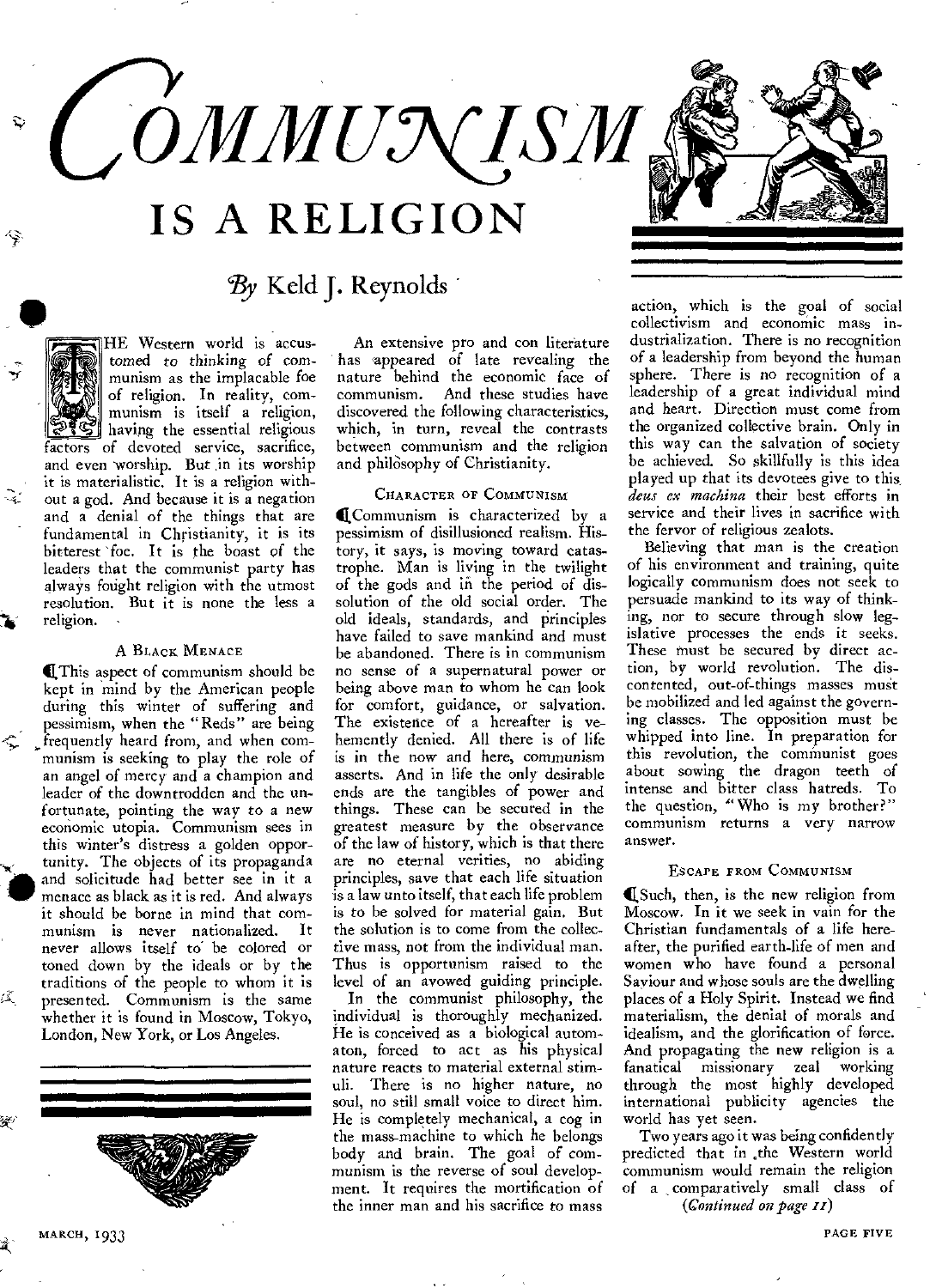# COMMUNISM IS A RELIGION

*By* Keld J. Reynolds

THE Western world is accustomed to thinking of communism as the implacable foe of religion. In reality, communism is itself a religion, having the essential religious factors of devoted service, sacrifice, and even worship. But in its worship it is materialistic. It is a religion without a god. And because it is a negation and a denial of the things that are fundamental in Christianity, it is its bitterest foe. It is the boast of the leaders that the communist party has always fought religion with the utmost resolution. But it is none the less a religion.

### A Black Menace

This aspect of communism should be kept in mind by the American people during this winter of suffering and pessimism, when the "Reds" are being frequently heard from, and when communism is seeking to play the role of an angel of mercy and a champion and leader of the downtrodden and the unfortunate, pointing the way to a new economic utopia. Communism sees in this winter's distress a golden opportunity. The objects of its propaganda and solicitude had better see in it a menace as black as it is red. And always it should be borne in mind that communism is never nationalized. It never allows itself to be colored or toned down by the ideals or by the traditions of the people to whom it is presented. Communism is the same whether it is found in Moscow, Tokyo, London, New York, or Los Angeles.

An extensive pro and con literature has appeared of late revealing the nature behind the economic face of communism. And these studies have discovered the following characteristics, which, in turn, reveal the contrasts between communism and the religion and philosophy of Christianity.

### Character of Communism

Communism is characterized by a pessimism of disillusioned realism. History, it says, is moving toward catastrophe. Man is living in the twilight of the gods and in the period of dissolution of the old social order. The old ideals, standards, and principles have failed to save mankind and must be abandoned. There is in communism no sense of a supernatural power or being above man to whom he can look for comfort, guidance, or salvation. The existence of a hereafter is vehemently denied. All there is of life is in the now and here, communism asserts. And in life the only desirable ends are the tangibles of power and things. These can be secured in the greatest measure by the observance of the law of history, which is that there are no eternal verities, no abiding principles, save that each life situation is a law unto itself, that each life problem is to be solved for material gain. But the solution is to come from the collective mass, not from the individual man. Thus is opportunism raised to the level of an avowed guiding principle.

In the communist philosophy, the individual is thoroughly mechanized. He is conceived as a biological automaton, forced to act as his physical nature reacts to material external stimuli. There is no higher nature, no soul, no still small voice to direct him. He is completely mechanical, a cog in the mass-machine to which he belongs body and brain. The goal of communism is the reverse of soul development. It requires the mortification of the inner man and his sacrifice to mass action, which is the goal of social collectivism and economic mass industrialization. There is no recognition of a leadership from beyond the human sphere. There is no recognition of a leadership of a great individual mind and heart. Direction must come from the organized collective brain. Only in this way can the salvation of society be achieved. So skillfully is this idea played up that its devotees give to this *deus ex machina* their best efforts in service and their lives in sacrifice with the fervor of religious zealots.

Believing that man is the creation of his environment and training, quite logically communism does not seek to persuade mankind to its way of thinking, nor to secure through slow legislative processes the ends it seeks. These must be secured by direct action, by world revolution. The discontented, out-of-things masses must be mobilized and led against the governing classes. The opposition must be whipped into line. In preparation for this revolution, the communist goes about sowing the dragon teeth of intense and bitter class hatreds. To the question, "Who is my brother?" communism returns a very narrow answer.

### Escape from Communism

Such, then, is the new religion from Moscow. In it we seek in vain for the Christian fundamentals of a life hereafter, the purified earth-life of men and women who have found a personal Saviour and whose souls are the dwelling places of a Holy Spirit. Instead we find materialism, the denial of morals and idealism, and the glorification of force. And propagating the new religion is a fanatical missionary zeal working through the most highly developed international publicity agencies the world has yet seen.

Two years ago it was being confidently predicted that in the Western world communism would remain the religion of a comparatively small class of

*(Continued on page 11)*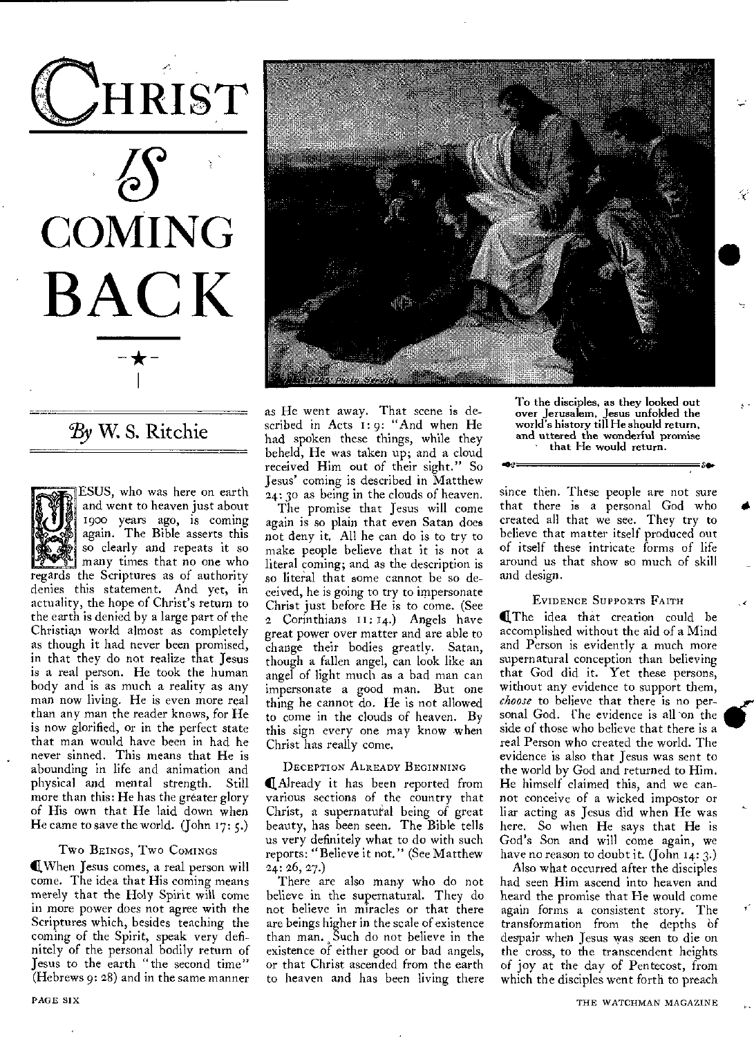# CHRIST IS COMING BACK

*By* W. S. Ritchie

JESUS, who was here on earth and went to heaven just about 1900 years ago, is coming again. The Bible asserts this so clearly and repeats it so many times that no one who regards the Scriptures as of authority denies this statement. And yet, in actuality, the hope of Christ's return to the earth is denied by a large part of the Christian world almost as completely as though it had never been promised, in that they do not realize that Jesus is a real person. He took the human body and is as much a reality as any man now living. He is even more real than any man the reader knows, for He is now glorified, or in the perfect state that man would have been in had he never sinned. This means that He is abounding in life and animation and physical and mental strength. Still more than this: He has the greater glory of His own that He laid down when He came to save the world. (John 17: 5.)

### Two Beings, Two Comings

When Jesus comes, a real person will come. The idea that His coming means merely that the Holy Spirit will come in more power does not agree with the Scriptures which, besides teaching the coming of the Spirit, speak very definitely of the personal bodily return of Jesus to the earth "the second time" (Hebrews 9: 28) and in the same manner as He went away. That scene is described in Acts 1: 9: "And when He had spoken these things, while they beheld, He was taken up; and a cloud received Him out of their sight." So Jesus' coming is described in Matthew 24: 30 as being in the clouds of heaven.

The promise that Jesus will come again is so plain that even Satan does not deny it. All he can do is to try to make people believe that it is not a literal coming; and as the description is so literal that some cannot be so deceived, he is going to try to impersonate Christ just before He is to come. (See 2 Corinthians 11: 14.) Angels have great power over matter and are able to change their bodies greatly. Satan, though a fallen angel, can look like an angel of light much as a bad man can impersonate a good man. But one thing he cannot do. He is not allowed to come in the clouds of heaven. By this sign every one may know when Christ has really come.

### Deception Already Beginning

Already it has been reported from various sections of the country that Christ, a supernatural being of great beauty, has been seen. The Bible tells us very definitely what to do with such reports: "Believe it not." (See Matthew 24: 26, 27.)

There are also many who do not believe in the supernatural. They do not believe in miracles or that there are beings higher in the scale of existence than man. Such do not believe in the existence of either good or bad angels, or that Christ ascended from the earth to heaven and has been living there since then. These people are not sure that there is a personal God who created all that we see. They try to believe that matter itself produced out of itself these intricate forms of life around us that show so much of skill and design.

To the disciples, as they looked out over Jerusalem, Jesus unfolded the world's history till He should return, and uttered the wonderful promise that He would return.

### Evidence Supports Faith

The idea that creation could be accomplished without the aid of a Mind and Person is evidently a much more supernatural conception than believing that God did it. Yet these persons, without any evidence to support them, *choose* to believe that there is no personal God. The evidence is all on the side of those who believe that there is a real Person who created the world. The evidence is also that Jesus was sent to the world by God and returned to Him. He himself claimed this, and we cannot conceive of a wicked impostor or liar acting as Jesus did when He was here. So when He says that He is God's Son and will come again, we have no reason to doubt it. (John 14: 3.)

Also what occurred after the disciples had seen Him ascend into heaven and heard the promise that He would come again forms a consistent story. The transformation from the depths of despair when Jesus was seen to die on the cross, to the transcendent heights of joy at the day of Pentecost, from which the disciples went forth to preach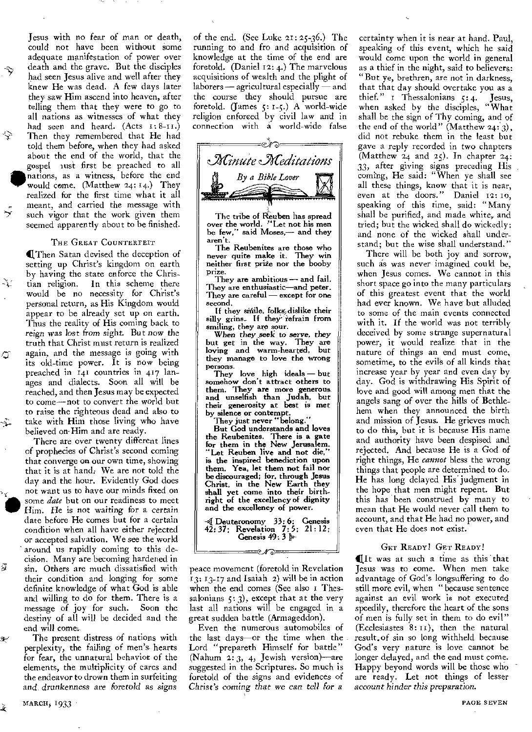Jesus with no fear of man or death, could not have been without some adequate manifestation of power over death and the grave. But the disciples had seen Jesus alive and well after they knew He was dead. A few days later they saw Him ascend into heaven, after telling them that they were to go to all nations as witnesses of what they had seen and heard. (Acts 1: 8-11.) Then they remembered that He had told them before, when they had asked about the end of the world, that the gospel must first be preached to all nations, as a witness, before the end would come. (Matthew 24: 14.) They realized for the first time what it all meant, and carried the message with such vigor that the work given them seemed apparently about to be finished.

### The Great Counterfeit

Then Satan devised the deception of setting up Christ's kingdom on earth by having the state enforce the Christian religion. In this scheme there would be no necessity for Christ's personal return, as His Kingdom would appear to be already set up on earth. Thus the reality of His coming back to reign was lost from sight. But now the truth that Christ must return is realized again, and the message is going with its old-time power. It is now being preached in 141 countries in 417 languages and dialects. Soon all will be reached, and then Jesus may be expected to come—not to convert the world but to raise the righteous dead and also to take with Him those living who have believed on Him and are ready.

There are over twenty different lines of prophecies of Christ's second coming that converge on our own time, showing that it is at hand. We are not told the day and the hour. Evidently God does not want us to have our minds fixed on some *date* but on our readiness to meet Him. He is not waiting for a certain date before He comes but for a certain condition when all have either rejected or accepted salvation. We see the world around us rapidly coming to this decision. Many are becoming hardened in sin. Others are much dissatisfied with their condition and longing for some definite knowledge of what God is able and willing to do for them. There is a message of joy for such. Soon the destiny of all will be decided and the end will come.

The present distress of nations with perplexity, the failing of men's hearts for fear, the unnatural behavior of the elements, the multiplicity of cares and the endeavor to drown them in surfeiting and drunkenness are foretold as signs of the end. (See Luke 21: 25-36.) The running to and fro and acquisition of knowledge at the time of the end are foretold. (Daniel 12: 4.) The marvelous acquisitions of wealth and the plight of laborers — agricultural especially — and the course they should pursue are foretold. (James 5: 1-5.) A world-wide religion enforced by civil law and in connection with a world-wide false peace movement (foretold in Revelation 13: 13-17 and Isaiah 2) will be in action when the end comes (See also 1 Thessalonians 5: 3), except that at the very last all nations will be engaged in a great sudden battle (Armageddon).

Even the numerous automobiles of the last days—or the time when the Lord "prepareth Himself for battle" (Nahum 2: 3, 4, Jewish version)—are suggested in the Scriptures. So much is foretold of the signs and evidences of Christ's coming that we can tell for a certainty when it is near at hand. Paul, speaking of this event, which he said would come upon the world in general as a thief in the night, said to believers: "But ye, brethren, are not in darkness, that that day should overtake you as a thief." 1 Thessalonians 5: 4. Jesus, when asked by the disciples, "What shall be the sign of Thy coming, and of the end of the world" (Matthew 24: 3), did not rebuke them in the least but gave a reply recorded in two chapters (Matthew 24 and 25). In chapter 24: 33, after giving signs preceding His coming, He said: "When ye shall see all these things, know that it is near, even at the doors." Daniel 12: 10, speaking of this time, said: "Many shall be purified, and made white, and tried; but the wicked shall do wickedly: and none of the wicked shall understand; but the wise shall understand."

There will be both joy and sorrow, such as was never imagined could be, when Jesus comes. We cannot in this short space go into the many particulars of this greatest event that the world had ever known. We have but alluded to some of the main events connected with it. If the world was not terribly deceived by some strange supernatural power, it would realize that in the nature of things an end must come, sometime, to the evils of all kinds that increase year by year and even day by day. God is withdrawing His Spirit of love and good will among men that the angels sang of over the hills of Bethlehem when they announced the birth and mission of Jesus. He grieves much to do this, but it is because His name and authority have been despised and rejected. And because He is a God of right things, He *cannot* bless the wrong things that people are determined to do. He has long delayed His judgment in the hope that men might repent. But this has been construed by many to mean that He would never call them to account, and that He had no power, and even that He does not exist.

### Get Ready! Get Ready!

It was at such a time as this that Jesus was to come. When men take advantage of God's longsuffering to do still more evil, when "because sentence against an evil work is not executed speedily, therefore the heart of the sons of men is fully set in them to do evil" (Ecclesiastes 8: 11), then the natural result of sin so long withheld because God's very nature is love cannot be longer delayed, and the end must come. Happy beyond words will be those who are ready. Let not things of lesser account hinder this preparation.

---

## Minute Meditations

*By a Bible Lover*

**The tribe of Reuben has spread over the world. "Let not his men be few," said Moses,— and they aren't.**

**The Reubenites are those who never quite make it. They win neither first prize nor the booby prize.**

**They are ambitious — and fail. They are enthusiastic—and peter. They are careful — except for one second.**

**If they smile, folks dislike their silly grins. If they refrain from smiling, they are sour.**

**When they seek to serve, they but get in the way. They are loving and warm-hearted, but they manage to love the wrong persons.**

**They love high ideals — but somehow don't attract others to them. They are more generous and unselfish than Judah, but their generosity at best is met by silence or contempt.**

**They just never "belong."**

**But God understands and loves the Reubenites. There is a gate for them in the New Jerusalem. "Let Reuben live and not die," is the inspired benediction upon them. Yea, let them not fail nor be discouraged; for, through Jesus Christ, in the New Earth they shall yet come into their birthright of the excellency of dignity and the excellency of power.**

**Deuteronomy 33: 6; Genesis 42: 37; Revelation 7: 5; 21: 12; Genesis 49: 3**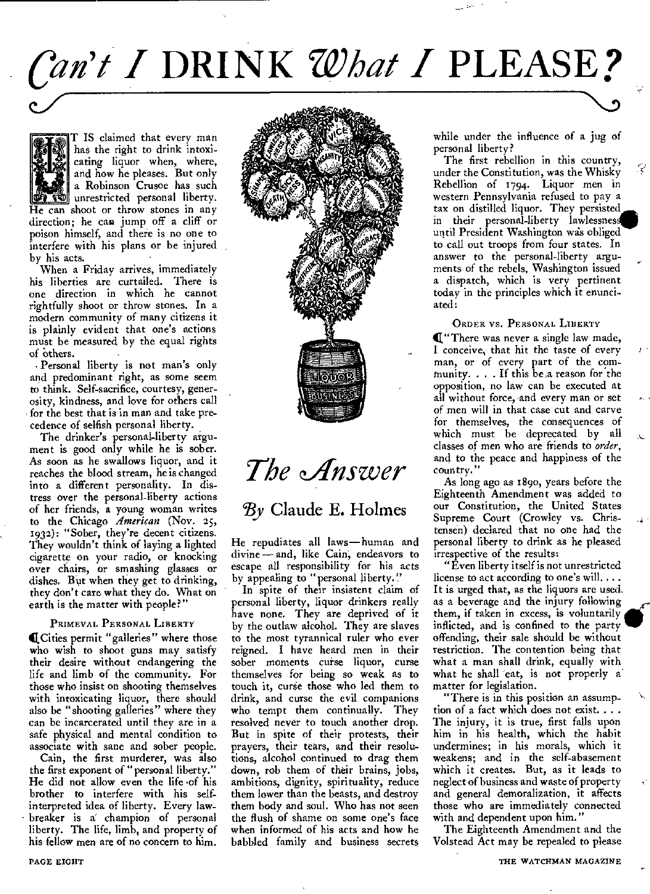# *Can't I* DRINK *What I* PLEASE?

IT IS claimed that every man has the right to drink intoxicating liquor when, where, and how he pleases. But only a Robinson Crusoe has such unrestricted personal liberty. He can shoot or throw stones in any direction; he can jump off a cliff or poison himself, and there is no one to interfere with his plans or be injured by his acts.

When a Friday arrives, immediately his liberties are curtailed. There is one direction in which he cannot rightfully shoot or throw stones. In a modern community of many citizens it is plainly evident that one's actions must be measured by the equal rights of others.

Personal liberty is not man's only and predominant right, as some seem to think. Self-sacrifice, courtesy, generosity, kindness, and love for others call for the best that is in man and take precedence of selfish personal liberty.

The drinker's personal-liberty argument is good only while he is sober. As soon as he swallows liquor, and it reaches the blood stream, he is changed into a different personality. In distress over the personal-liberty actions of her friends, a young woman writes to the Chicago *American* (Nov. 25, 1932): "Sober, they're decent citizens. They wouldn't think of laying a lighted cigarette on your radio, or knocking over chairs, or smashing glasses or dishes. But when they get to drinking, they don't care what they do. What on earth is the matter with people?"

#### Primeval Personal Liberty

Cities permit "galleries" where those who wish to shoot guns may satisfy their desire without endangering the life and limb of the community. For those who insist on shooting themselves with intoxicating liquor, there should also be "shooting galleries" where they can be incarcerated until they are in a safe physical and mental condition to associate with sane and sober people.

Cain, the first murderer, was also the first exponent of "personal liberty." He did not allow even the life of his brother to interfere with his self-interpreted idea of liberty. Every lawbreaker is a champion of personal liberty. The life, limb, and property of his fellow men are of no concern to him.

## *The Answer*

### *By* Claude E. Holmes

He repudiates all laws—human and divine—and, like Cain, endeavors to escape all responsibility for his acts by appealing to "personal liberty."

In spite of their insistent claim of personal liberty, liquor drinkers really have none. They are deprived of it by the outlaw alcohol. They are slaves to the most tyrannical ruler who ever reigned. I have heard men in their sober moments curse liquor, curse themselves for being so weak as to touch it, curse those who led them to drink, and curse the evil companions who tempt them continually. They resolved never to touch another drop. But in spite of their protests, their prayers, their tears, and their resolutions, alcohol continued to drag them down, rob them of their brains, jobs, ambitions, dignity, spirituality, reduce them lower than the beasts, and destroy them body and soul. Who has not seen the flush of shame on some one's face when informed of his acts and how he babbled family and business secrets while under the influence of a jug of personal liberty?

The first rebellion in this country, under the Constitution, was the Whisky Rebellion of 1794. Liquor men in western Pennsylvania refused to pay a tax on distilled liquor. They persisted in their personal-liberty lawlessness until President Washington was obliged to call out troops from four states. In answer to the personal-liberty arguments of the rebels, Washington issued a dispatch, which is very pertinent today in the principles which it enunciated:

#### Order vs. Personal Liberty

"There was never a single law made, I conceive, that hit the taste of every man, or of every part of the community. . . . If this be a reason for the opposition, no law can be executed at all without force, and every man or set of men will in that case cut and carve for themselves, the consequences of which must be deprecated by all classes of men who are friends to *order*, and to the peace and happiness of the country."

As long ago as 1890, years before the Eighteenth Amendment was added to our Constitution, the United States Supreme Court (Crowley vs. Christensen) declared that no one had the personal liberty to drink as he pleased irrespective of the results:

"Even liberty itself is not unrestricted license to act according to one's will. . . . It is urged that, as the liquors are used as a beverage and the injury following them, if taken in excess, is voluntarily inflicted, and is confined to the party offending, their sale should be without restriction. The contention being that what a man shall drink, equally with what he shall eat, is not properly a matter for legislation.

"There is in this position an assumption of a fact which does not exist. . . . The injury, it is true, first falls upon him in his health, which the habit undermines; in his morals, which it weakens; and in the self-abasement which it creates. But, as it leads to neglect of business and waste of property and general demoralization, it affects those who are immediately connected with and dependent upon him."

The Eighteenth Amendment and the Volstead Act may be repealed to please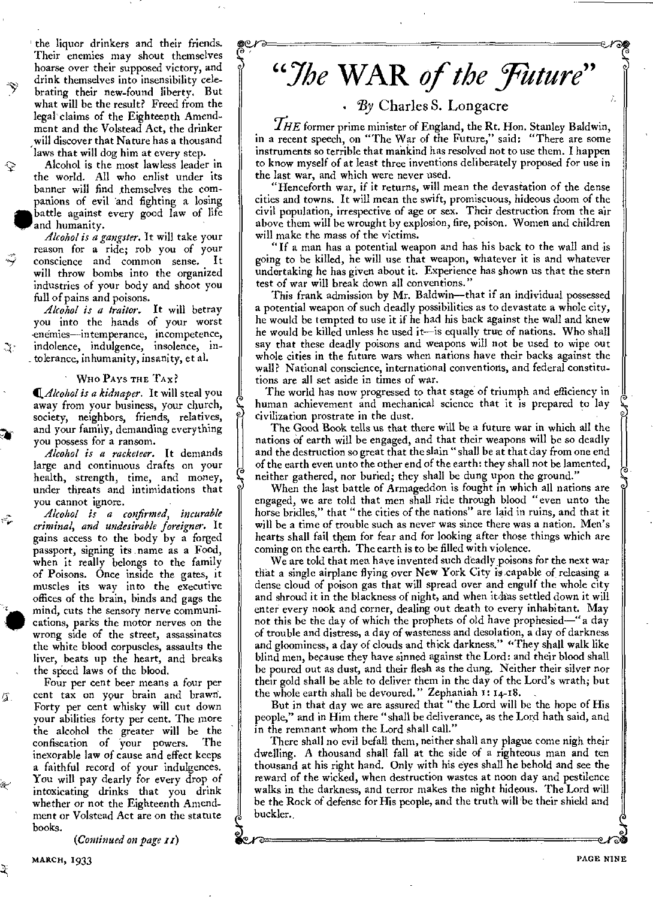the liquor drinkers and their friends. Their enemies may shout themselves hoarse over their supposed victory, and drink themselves into insensibility celebrating their new-found liberty. But what will be the result? Freed from the legal claims of the Eighteenth Amendment and the Volstead Act, the drinker will discover that Nature has a thousand laws that will dog him at every step.

Alcohol is the most lawless leader in the world. All who enlist under its banner will find themselves the companions of evil and fighting a losing battle against every good law of life and humanity.

*Alcohol is a gangster.* It will take your reason for a ride; rob you of your conscience and common sense. It will throw bombs into the organized industries of your body and shoot you full of pains and poisons.

*Alcohol is a traitor.* It will betray you into the hands of your worst enemies—intemperance, incompetence, indolence, indulgence, insolence, intolerance, inhumanity, insanity, et al.

### Who Pays the Tax?

*Alcohol is a kidnaper.* It will steal you away from your business, your church, society, neighbors, friends, relatives, and your family, demanding everything you possess for a ransom.

*Alcohol is a racketeer.* It demands large and continuous drafts on your health, strength, time, and money, under threats and intimidations that you cannot ignore.

*Alcohol is a confirmed, incurable criminal, and undesirable foreigner.* It gains access to the body by a forged passport, signing its name as a Food, when it really belongs to the family of Poisons. Once inside the gates, it muscles its way into the executive offices of the brain, binds and gags the mind, cuts the sensory nerve communications, parks the motor nerves on the wrong side of the street, assassinates the white blood corpuscles, assaults the liver, beats up the heart, and breaks the speed laws of the blood.

Four per cent beer means a four per cent tax on your brain and brawn. Forty per cent whisky will cut down your abilities forty per cent. The more the alcohol the greater will be the confiscation of your powers. The inexorable law of cause and effect keeps a faithful record of your indulgences. You will pay dearly for every drop of intoxicating drinks that you drink whether or not the Eighteenth Amendment or Volstead Act are on the statute books.

*(Continued on page 11)*

# "The WAR of the Future"

*By* Charles S. Longacre

The former prime minister of England, the Rt. Hon. Stanley Baldwin, in a recent speech, on "The War of the Future," said: "There are some instruments so terrible that mankind has resolved not to use them. I happen to know myself of at least three inventions deliberately proposed for use in the last war, and which were never used.

"Henceforth war, if it returns, will mean the devastation of the dense cities and towns. It will mean the swift, promiscuous, hideous doom of the civil population, irrespective of age or sex. Their destruction from the air above them will be wrought by explosion, fire, poison. Women and children will make the mass of the victims.

"If a man has a potential weapon and has his back to the wall and is going to be killed, he will use that weapon, whatever it is and whatever undertaking he has given about it. Experience has shown us that the stern test of war will break down all conventions."

This frank admission by Mr. Baldwin—that if an individual possessed a potential weapon of such deadly possibilities as to devastate a whole city, he would be tempted to use it if he had his back against the wall and knew he would be killed unless he used it—is equally true of nations. Who shall say that these deadly poisons and weapons will not be used to wipe out whole cities in the future wars when nations have their backs against the wall? National conscience, international conventions, and federal constitutions are all set aside in times of war.

The world has now progressed to that stage of triumph and efficiency in human achievement and mechanical science that it is prepared to lay civilization prostrate in the dust.

The Good Book tells us that there will be a future war in which all the nations of earth will be engaged, and that their weapons will be so deadly and the destruction so great that the slain "shall be at that day from one end of the earth even unto the other end of the earth: they shall not be lamented, neither gathered, nor buried; they shall be dung upon the ground."

When the last battle of Armageddon is fought in which all nations are engaged, we are told that men shall ride through blood "even unto the horse bridles," that "the cities of the nations" are laid in ruins, and that it will be a time of trouble such as never was since there was a nation. Men's hearts shall fail them for fear and for looking after those things which are coming on the earth. The earth is to be filled with violence.

We are told that men have invented such deadly poisons for the next war that a single airplane flying over New York City is capable of releasing a dense cloud of poison gas that will spread over and engulf the whole city and shroud it in the blackness of night, and when it has settled down it will enter every nook and corner, dealing out death to every inhabitant. May not this be the day of which the prophets of old have prophesied—"a day of trouble and distress, a day of wasteness and desolation, a day of darkness and gloominess, a day of clouds and thick darkness." "They shall walk like blind men, because they have sinned against the Lord: and their blood shall be poured out as dust, and their flesh as the dung. Neither their silver nor their gold shall be able to deliver them in the day of the Lord's wrath; but the whole earth shall be devoured." Zephaniah 1: 14-18.

But in that day we are assured that "the Lord will be the hope of His people," and in Him there "shall be deliverance, as the Lord hath said, and in the remnant whom the Lord shall call."

There shall no evil befall them, neither shall any plague come nigh their dwelling. A thousand shall fall at the side of a righteous man and ten thousand at his right hand. Only with his eyes shall he behold and see the reward of the wicked, when destruction wastes at noon day and pestilence walks in the darkness, and terror makes the night hideous. The Lord will be the Rock of defense for His people, and the truth will be their shield and buckler.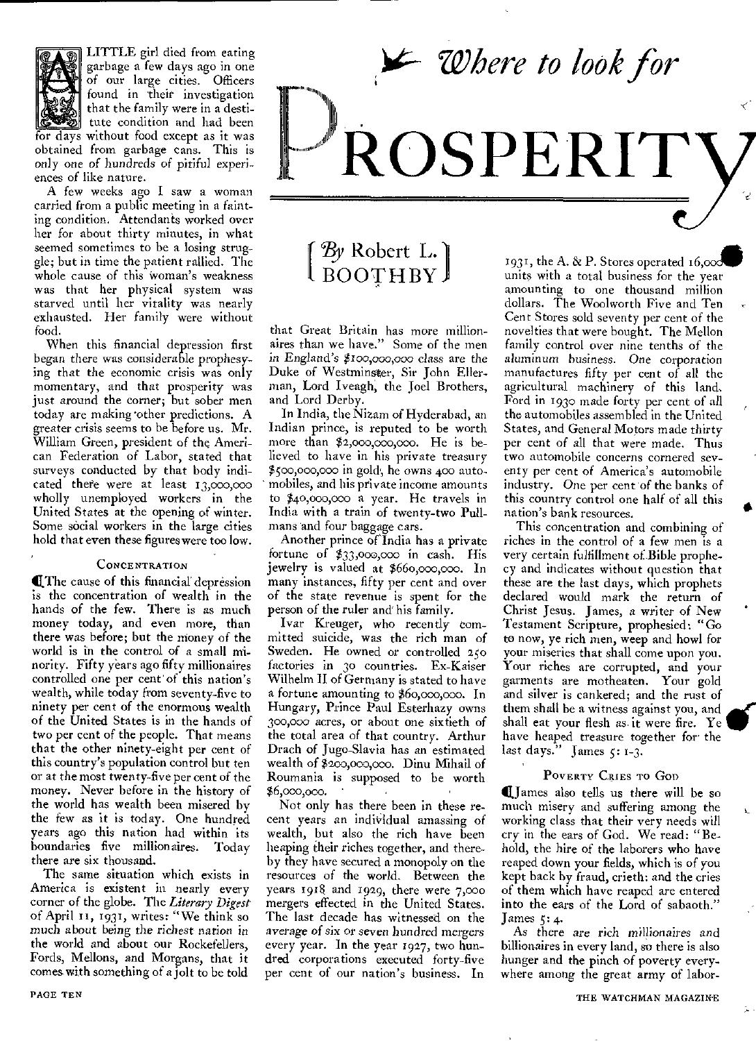# Where to look for PROSPERITY

**By Robert L. BOOTHBY**

A LITTLE girl died from eating garbage a few days ago in one of our large cities. Officers found in their investigation that the family were in a destitute condition and had been for days without food except as it was obtained from garbage cans. This is only one of hundreds of pitiful experiences of like nature.

A few weeks ago I saw a woman carried from a public meeting in a fainting condition. Attendants worked over her for about thirty minutes, in what seemed sometimes to be a losing struggle; but in time the patient rallied. The whole cause of this woman's weakness was that her physical system was starved until her vitality was nearly exhausted. Her family were without food.

When this financial depression first began there was considerable prophesying that the economic crisis was only momentary, and that prosperity was just around the corner; but sober men today are making other predictions. A greater crisis seems to be before us. Mr. William Green, president of the American Federation of Labor, stated that surveys conducted by that body indicated there were at least 13,000,000 wholly unemployed workers in the United States at the opening of winter. Some social workers in the large cities hold that even these figures were too low.

### Concentration

The cause of this financial depression is the concentration of wealth in the hands of the few. There is as much money today, and even more, than there was before; but the money of the world is in the control of a small minority. Fifty years ago fifty millionaires controlled one per cent of this nation's wealth, while today from seventy-five to ninety per cent of the enormous wealth of the United States is in the hands of two per cent of the people. That means that the other ninety-eight per cent of this country's population control but ten or at the most twenty-five per cent of the money. Never before in the history of the world has wealth been misered by the few as it is today. One hundred years ago this nation had within its boundaries five millionaires. Today there are six thousand.

The same situation which exists in America is existent in nearly every corner of the globe. The *Literary Digest* of April 11, 1931, writes: "We think so much about being the richest nation in the world and about our Rockefellers, Fords, Mellons, and Morgans, that it comes with something of a jolt to be told that Great Britain has more millionaires than we have." Some of the men in England's *$100,000,000 class* are the Duke of Westminster, Sir John Ellerman, Lord Iveagh, the Joel Brothers, and Lord Derby.

In India, the Nizam of Hyderabad, an Indian prince, is reputed to be worth more than $2,000,000,000. He is believed to have in his private treasury $500,000,000 in gold, he owns 400 automobiles, and his private income amounts to $40,000,000 a year. He travels in India with a train of twenty-two Pullmans and four baggage cars.

Another prince of India has a private fortune of $33,000,000 in cash. His jewelry is valued at $660,000,000. In many instances, fifty per cent and over of the state revenue is spent for the person of the ruler and his family.

Ivar Kreuger, who recently committed suicide, was the rich man of Sweden. He owned or controlled 250 factories in 30 countries. Ex-Kaiser Wilhelm II of Germany is stated to have a fortune amounting to $60,000,000. In Hungary, Prince Paul Esterhazy owns 300,000 acres, or about one sixtieth of the total area of that country. Arthur Drach of Jugo-Slavia has an estimated wealth of $200,000,000. Dinu Mihail of Roumania is supposed to be worth $6,000,000.

Not only has there been in these recent years an individual amassing of wealth, but also the rich have been heaping their riches together, and thereby they have secured a monopoly on the resources of the world. Between the years 1918 and 1929, there were 7,000 mergers effected in the United States. The last decade has witnessed on the average of six or seven hundred mergers every year. In the year 1927, two hundred corporations executed forty-five per cent of our nation's business. In 1931, the A. & P. Stores operated 16,000 units with a total business for the year amounting to one thousand million dollars. The Woolworth Five and Ten Cent Stores sold seventy per cent of the novelties that were bought. The Mellon family control over nine tenths of the aluminum business. One corporation manufactures fifty per cent of all the agricultural machinery of this land. Ford in 1930 made forty per cent of all the automobiles assembled in the United States, and General Motors made thirty per cent of all that were made. Thus two automobile concerns cornered seventy per cent of America's automobile industry. One per cent of the banks of this country control one half of all this nation's bank resources.

This concentration and combining of riches in the control of a few men is a very certain fulfillment of Bible prophecy and indicates without question that these are the last days, which prophets declared would mark the return of Christ Jesus. James, a writer of New Testament Scripture, prophesied: "Go to now, ye rich men, weep and howl for your miseries that shall come upon you. Your riches are corrupted, and your garments are motheaten. Your gold and silver is cankered; and the rust of them shall be a witness against you, and shall eat your flesh as it were fire. Ye have heaped treasure together for the last days." James 5:1-3.

### Poverty Cries to God

James also tells us there will be so much misery and suffering among the working class that their very needs will cry in the ears of God. We read: "Behold, the hire of the laborers who have reaped down your fields, which is of you kept back by fraud, crieth: and the cries of them which have reaped are entered into the ears of the Lord of sabaoth." James 5:4.

As there are rich millionaires and billionaires in every land, so there is also hunger and the pinch of poverty everywhere among the great army of labor-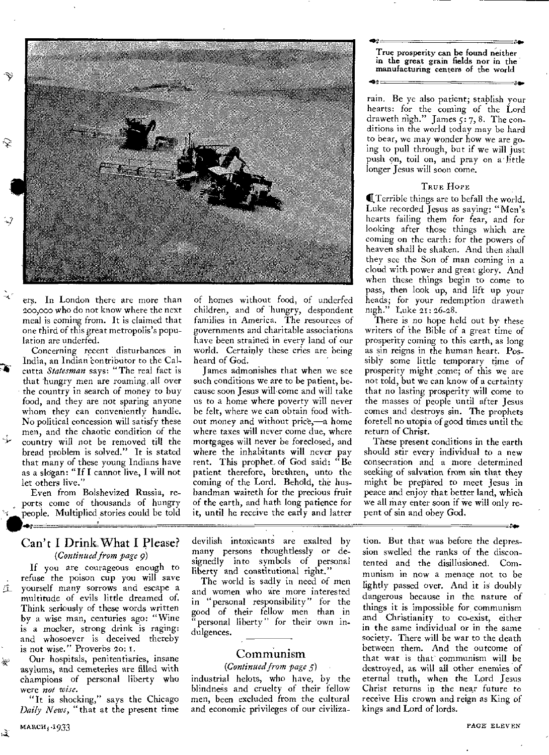ers. In London there are more than 200,000 who do not know where the next meal is coming from. It is claimed that one third of this great metropolis's population are underfed.

Concerning recent disturbances in India, an Indian contributor to the Calcutta *Statesman* says: "The real fact is that hungry men are roaming all over the country in search of money to buy food, and they are not sparing anyone whom they can conveniently handle. No political concession will satisfy these men, and the chaotic condition of the country will not be removed till the bread problem is solved." It is stated that many of these young Indians have as a slogan: "If I cannot live, I will not let others live."

Even from Bolshevized Russia, reports come of thousands of hungry people. Multiplied stories could be told of homes without food, of underfed children, and of hungry, despondent families in America. The resources of governments and charitable associations have been strained in every land of our world. Certainly these cries are being heard of God.

James admonishes that when we see such conditions we are to be patient, because soon Jesus will come and will take us to a home where poverty will never be felt, where we can obtain food without money and without price,—a home where taxes will never come due, where mortgages will never be foreclosed, and where the inhabitants will never pay rent. This prophet of God said: "Be patient therefore, brethren, unto the coming of the Lord. Behold, the husbandman waiteth for the precious fruit of the earth, and hath long patience for it, until he receive the early and latter rain. Be ye also patient; stablish your hearts: for the coming of the Lord draweth nigh." James 5: 7, 8. The conditions in the world today may be hard to bear, we may wonder how we are going to pull through, but if we will just push on, toil on, and pray on a little longer Jesus will soon come.

**True prosperity can be found neither in the great grain fields nor in the manufacturing centers of the world**

### True Hope

Terrible things are to befall the world. Luke recorded Jesus as saying: "Men's hearts failing them for fear, and for looking after those things which are coming on the earth: for the powers of heaven shall be shaken. And then shall they see the Son of man coming in a cloud with power and great glory. And when these things begin to come to pass, then look up, and lift up your heads; for your redemption draweth nigh." Luke 21: 26-28.

There is no hope held out by these writers of the Bible of a great time of prosperity coming to this earth, as long as sin reigns in the human heart. Possibly some little temporary time of prosperity might come; of this we are not told, but we can know of a certainty that no lasting prosperity will come to the masses of people until after Jesus comes and destroys sin. The prophets foretell no utopia of good times until the return of Christ.

These present conditions in the earth should stir every individual to a new consecration and a more determined seeking of salvation from sin that they might be prepared to meet Jesus in peace and enjoy that better land, which we all may enter soon if we will only repent of sin and obey God.

## Can't I Drink What I Please?

*(Continued from page 9)*

If you are courageous enough to refuse the poison cup you will save yourself many sorrows and escape a multitude of evils little dreamed of. Think seriously of these words written by a wise man, centuries ago: "Wine is a mocker, strong drink is raging: and whosoever is deceived thereby is not wise." Proverbs 20: 1.

Our hospitals, penitentiaries, insane asylums, and cemeteries are filled with champions of personal liberty who were *not wise.*

"It is shocking," says the Chicago *Daily News,* "that at the present time devilish intoxicants are exalted by many persons thoughtlessly or designedly into symbols of personal liberty and constitutional right."

The world is sadly in need of men and women who are more interested in "personal responsibility" for the good of their fellow men than in "personal liberty" for their own indulgences.

## Communism

*(Continued from page 5)*

industrial helots, who have, by the blindness and cruelty of their fellow men, been excluded from the cultural and economic privileges of our civilization. But that was before the depression swelled the ranks of the discontented and the disillusioned. Communism in now a menace not to be lightly passed over. And it is doubly dangerous because in the nature of things it is impossible for communism and Christianity to co-exist, either in the same individual or in the same society. There will be war to the death between them. And the outcome of that war is that communism will be destroyed, as will all other enemies of eternal truth, when the Lord Jesus Christ returns in the near future to receive His crown and reign as King of kings and Lord of lords.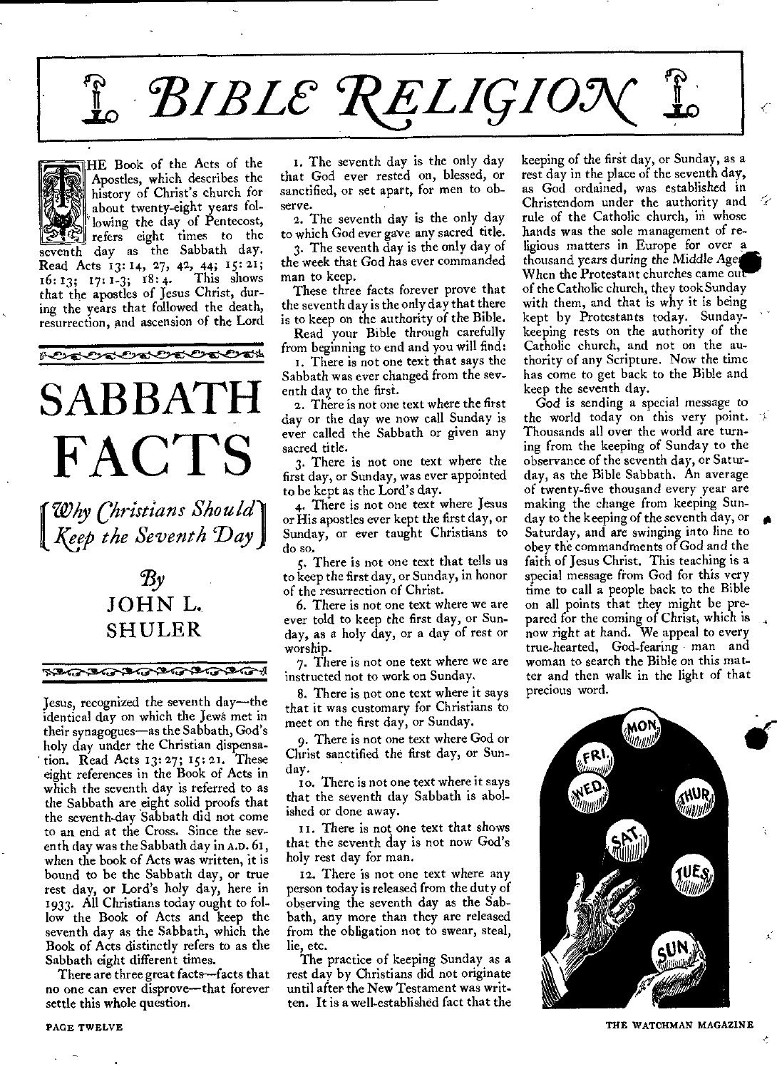# BIBLE RELIGION

# SABBATH FACTS

*[Why Christians Should Keep the Seventh Day]*

By JOHN L. SHULER

The Book of the Acts of the Apostles, which describes the history of Christ's church for about twenty-eight years following the day of Pentecost, refers eight times to the seventh day as the Sabbath day. Read Acts 13:14, 27, 42, 44; 15:21; 16:13; 17:1-3; 18:4. This shows that the apostles of Jesus Christ, during the years that followed the death, resurrection, and ascension of the Lord Jesus, recognized the seventh day—the identical day on which the Jews met in their synagogues—as the Sabbath, God's holy day under the Christian dispensation. Read Acts 13:27; 15:21. These eight references in the Book of Acts in which the seventh day is referred to as the Sabbath are eight solid proofs that the seventh-day Sabbath did not come to an end at the Cross. Since the seventh day was the Sabbath day in A.D. 61, when the book of Acts was written, it is bound to be the Sabbath day, or true rest day, or Lord's holy day, here in 1933. All Christians today ought to follow the Book of Acts and keep the seventh day as the Sabbath, which the Book of Acts distinctly refers to as the Sabbath eight different times.

There are three great facts—facts that no one can ever disprove—that forever settle this whole question.

1. The seventh day is the only day that God ever rested on, blessed, or sanctified, or set apart, for men to observe.
2. The seventh day is the only day to which God ever gave any sacred title.
3. The seventh day is the only day of the week that God has ever commanded man to keep.

These three facts forever prove that the seventh day is the only day that there is to keep on the authority of the Bible.

Read your Bible through carefully from beginning to end and you will find:

1. There is not one text that says the Sabbath was ever changed from the seventh day to the first.
2. There is not one text where the first day or the day we now call Sunday is ever called the Sabbath or given any sacred title.
3. There is not one text where the first day, or Sunday, was ever appointed to be kept as the Lord's day.
4. There is not one text where Jesus or His apostles ever kept the first day, or Sunday, or ever taught Christians to do so.
5. There is not one text that tells us to keep the first day, or Sunday, in honor of the resurrection of Christ.
6. There is not one text where we are ever told to keep the first day, or Sunday, as a holy day, or a day of rest or worship.
7. There is not one text where we are instructed not to work on Sunday.
8. There is not one text where it says that it was customary for Christians to meet on the first day, or Sunday.
9. There is not one text where God or Christ sanctified the first day, or Sunday.
10. There is not one text where it says that the seventh day Sabbath is abolished or done away.
11. There is not one text that shows that the seventh day is not now God's holy rest day for man.
12. There is not one text where any person today is released from the duty of observing the seventh day as the Sabbath, any more than they are released from the obligation not to swear, steal, lie, etc.

The practice of keeping Sunday as a rest day by Christians did not originate until after the New Testament was written. It is a well-established fact that the keeping of the first day, or Sunday, as a rest day in the place of the seventh day, as God ordained, was established in Christendom under the authority and rule of the Catholic church, in whose hands was the sole management of religious matters in Europe for over a thousand years during the Middle Ages. When the Protestant churches came out of the Catholic church, they took Sunday with them, and that is why it is being kept by Protestants today. Sunday-keeping rests on the authority of the Catholic church, and not on the authority of any Scripture. Now the time has come to get back to the Bible and keep the seventh day.

God is sending a special message to the world today on this very point. Thousands all over the world are turning from the keeping of Sunday to the observance of the seventh day, or Saturday, as the Bible Sabbath. An average of twenty-five thousand every year are making the change from keeping Sunday to the keeping of the seventh day, or Saturday, and are swinging into line to obey the commandments of God and the faith of Jesus Christ. This teaching is a special message from God for this very time to call a people back to the Bible on all points that they might be prepared for the coming of Christ, which is now right at hand. We appeal to every true-hearted, God-fearing man and woman to search the Bible on this matter and then walk in the light of that precious word.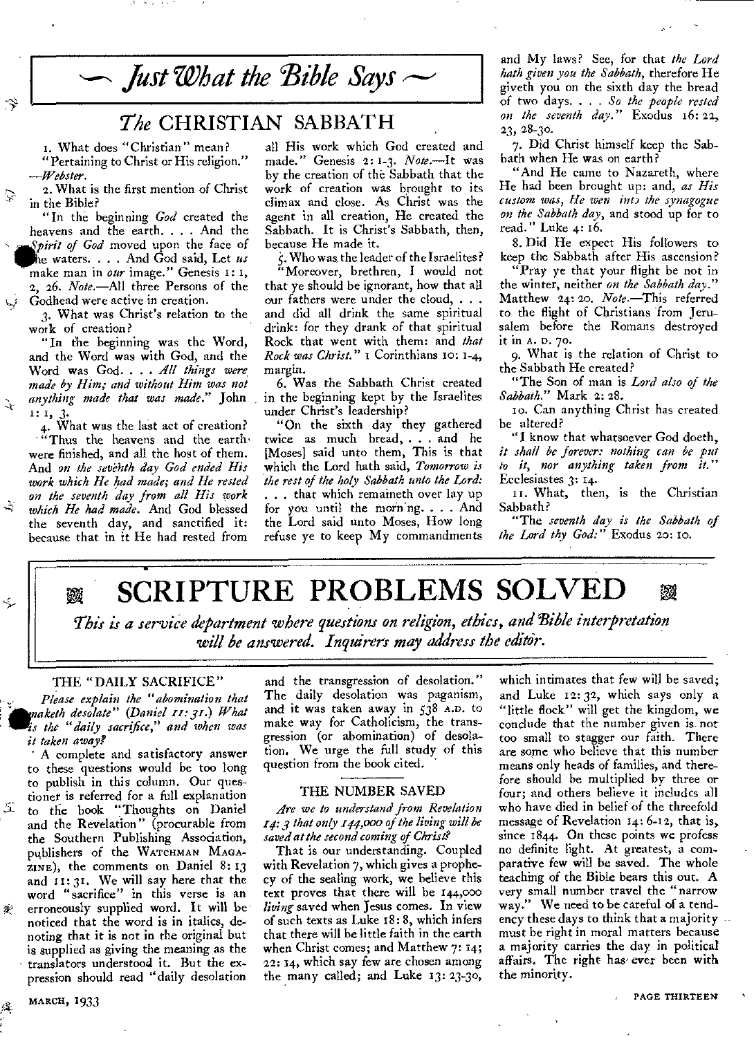# Just What the Bible Says

## The CHRISTIAN SABBATH

1. What does "Christian" mean?

"Pertaining to Christ or His religion." —*Webster.*

2. What is the first mention of Christ in the Bible?

"In the beginning *God* created the heavens and the earth. . . . And the *Spirit of God* moved upon the face of the waters. . . . And God said, Let *us* make man in *our* image." Genesis 1: 1, 2, 26. *Note.*—All three Persons of the Godhead were active in creation.

3. What was Christ's relation to the work of creation?

"In the beginning was the Word, and the Word was with God, and the Word was God. . . . *All things were made by Him; and without Him was not anything made that was made.*" John 1: 1, 3.

4. What was the last act of creation?

"Thus the heavens and the earth were finished, and all the host of them. And *on the seventh day God ended His work which He had made; and He rested on the seventh day from all His work which He had made.* And God blessed the seventh day, and sanctified it: because that in it He had rested from all His work which God created and made." Genesis 2: 1-3. *Note.*—It was by the creation of the Sabbath that the work of creation was brought to its climax and close. As Christ was the agent in all creation, He created the Sabbath. It is Christ's Sabbath, then, because He made it.

5. Who was the leader of the Israelites?

"Moreover, brethren, I would not that ye should be ignorant, how that all our fathers were under the cloud, . . . and did all drink the same spiritual drink: for they drank of that spiritual Rock that went with them: and *that Rock was Christ.*" 1 Corinthians 10: 1-4, margin.

6. Was the Sabbath Christ created in the beginning kept by the Israelites under Christ's leadership?

"On the sixth day they gathered twice as much bread, . . . and he [Moses] said unto them, This is that which the Lord hath said, *Tomorrow is the rest of the holy Sabbath unto the Lord:* . . . that which remaineth over lay up for you until the morning. . . . And the Lord said unto Moses, How long refuse ye to keep My commandments and My laws? See, for that *the Lord hath given you the Sabbath,* therefore He giveth you on the sixth day the bread of two days. . . . *So the people rested on the seventh day.*" Exodus 16: 22, 23, 28-30.

7. Did Christ himself keep the Sabbath when He was on earth?

"And He came to Nazareth, where He had been brought up: and, *as His custom was, He went into the synagogue on the Sabbath day,* and stood up for to read." Luke 4: 16.

8. Did He expect His followers to keep the Sabbath after His ascension?

"Pray ye that your flight be not in the winter, neither *on the Sabbath day.*" Matthew 24: 20. *Note.*—This referred to the flight of Christians from Jerusalem before the Romans destroyed it in A. D. 70.

9. What is the relation of Christ to the Sabbath He created?

"The Son of man is *Lord also of the Sabbath.*" Mark 2: 28.

10. Can anything Christ has created be altered?

"I know that whatsoever God doeth, *it shall be forever: nothing can be put to it, nor anything taken from it.*" Ecclesiastes 3: 14.

11. What, then, is the Christian Sabbath?

"The *seventh day is the Sabbath of the Lord thy God:*" Exodus 20: 10.

# SCRIPTURE PROBLEMS SOLVED

*This is a service department where questions on religion, ethics, and Bible interpretation will be answered. Inquirers may address the editor.*

### THE "DAILY SACRIFICE"

*Please explain the "abomination that maketh desolate" (Daniel 11: 31.) What is the "daily sacrifice," and when was it taken away?*

A complete and satisfactory answer to these questions would be too long to publish in this column. Our questioner is referred for a full explanation to the book "Thoughts on Daniel and the Revelation" (procurable from the Southern Publishing Association, publishers of the WATCHMAN MAGAZINE), the comments on Daniel 8: 13 and 11: 31. We will say here that the word "sacrifice" in this verse is an erroneously supplied word. It will be noticed that the word is in italics, denoting that it is not in the original but is supplied as giving the meaning as the translators understood it. But the expression should read "daily desolation and the transgression of desolation." The daily desolation was paganism, and it was taken away in 538 A.D. to make way for Catholicism, the transgression (or abomination) of desolation. We urge the full study of this question from the book cited.

### THE NUMBER SAVED

*Are we to understand from Revelation 14: 3 that only 144,000 of the living will be saved at the second coming of Christ?*

That is our understanding. Coupled with Revelation 7, which gives a prophecy of the sealing work, we believe this text proves that there will be 144,000 *living* saved when Jesus comes. In view of such texts as Luke 18: 8, which infers that there will be little faith in the earth when Christ comes; and Matthew 7: 14; 22: 14, which say few are chosen among the many called; and Luke 13: 23-30, which intimates that few will be saved; and Luke 12: 32, which says only a "little flock" will get the kingdom, we conclude that the number given is not too small to stagger our faith. There are some who believe that this number means only heads of families, and therefore should be multiplied by three or four; and others believe it includes all who have died in belief of the threefold message of Revelation 14: 6-12, that is, since 1844. On these points we profess no definite light. At greatest, a comparative few will be saved. The whole teaching of the Bible bears this out. A very small number travel the "narrow way." We need to be careful of a tendency these days to think that a majority must be right in moral matters because a majority carries the day in political affairs. The right has ever been with the minority.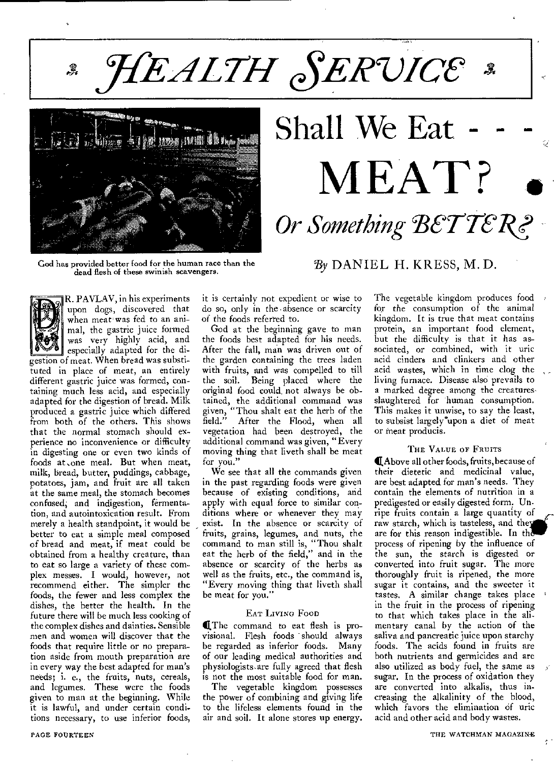# HEALTH SERVICE

God has provided better food for the human race than the dead flesh of these swinish scavengers.

## Shall We Eat - - - MEAT? Or Something BETTER?

*By* DANIEL H. KRESS, M. D.

DR. PAVLAV, in his experiments upon dogs, discovered that when meat was fed to an animal, the gastric juice formed was very highly acid, and especially adapted for the digestion of meat. When bread was substituted in place of meat, an entirely different gastric juice was formed, containing much less acid, and especially adapted for the digestion of bread. Milk produced a gastric juice which differed from both of the others. This shows that the normal stomach should experience no inconvenience or difficulty in digesting one or even two kinds of foods at one meal. But when meat, milk, bread, butter, puddings, cabbage, potatoes, jam, and fruit are all taken at the same meal, the stomach becomes confused, and indigestion, fermentation, and autointoxication result. From merely a health standpoint, it would be better to eat a simple meal composed of bread and meat, if meat could be obtained from a healthy creature, than to eat so large a variety of these complex messes. I would, however, not recommend either. The simpler the foods, the fewer and less complex the dishes, the better the health. In the future there will be much less cooking of the complex dishes and dainties. Sensible men and women will discover that the foods that require little or no preparation aside from mouth preparation are in every way the best adapted for man's needs; i. e., the fruits, nuts, cereals, and legumes. These were the foods given to man at the beginning. While it is lawful, and under certain conditions necessary, to use inferior foods, it is certainly not expedient or wise to do so, only in the absence or scarcity of the foods referred to.

God at the beginning gave to man the foods best adapted for his needs. After the fall, man was driven out of the garden containing the trees laden with fruits, and was compelled to till the soil. Being placed where the original food could not always be obtained, the additional command was given, "Thou shalt eat the herb of the field." After the Flood, when all vegetation had been destroyed, the additional command was given, "Every moving thing that liveth shall be meat for you."

We see that all the commands given in the past regarding foods were given because of existing conditions, and apply with equal force to similar conditions where or whenever they may exist. In the absence or scarcity of fruits, grains, legumes, and nuts, the command to man still is, "Thou shalt eat the herb of the field," and in the absence or scarcity of the herbs as well as the fruits, etc., the command is, "Every moving thing that liveth shall be meat for you."

### EAT LIVING FOOD

The command to eat flesh is provisional. Flesh foods should always be regarded as inferior foods. Many of our leading medical authorities and physiologists are fully agreed that flesh is not the most suitable food for man.

The vegetable kingdom possesses the power of combining and giving life to the lifeless elements found in the air and soil. It alone stores up energy. The vegetable kingdom produces food for the consumption of the animal kingdom. It is true that meat contains protein, an important food element, but the difficulty is that it has associated, or combined, with it uric acid cinders and clinkers and other acid wastes, which in time clog the living furnace. Disease also prevails to a marked degree among the creatures slaughtered for human consumption. This makes it unwise, to say the least, to subsist largely upon a diet of meat or meat products.

### THE VALUE OF FRUITS

Above all other foods, fruits, because of their dietetic and medicinal value, are best adapted for man's needs. They contain the elements of nutrition in a predigested or easily digested form. Unripe fruits contain a large quantity of raw starch, which is tasteless, and they are for this reason indigestible. In the process of ripening by the influence of the sun, the starch is digested or converted into fruit sugar. The more thoroughly fruit is ripened, the more sugar it contains, and the sweeter it tastes. A similar change takes place in the fruit in the process of ripening to that which takes place in the alimentary canal by the action of the saliva and pancreatic juice upon starchy foods. The acids found in fruits are both nutrients and germicides and are also utilized as body fuel, the same as sugar. In the process of oxidation they are converted into alkalis, thus increasing the alkalinity of the blood, which favors the elimination of uric acid and other acid and body wastes.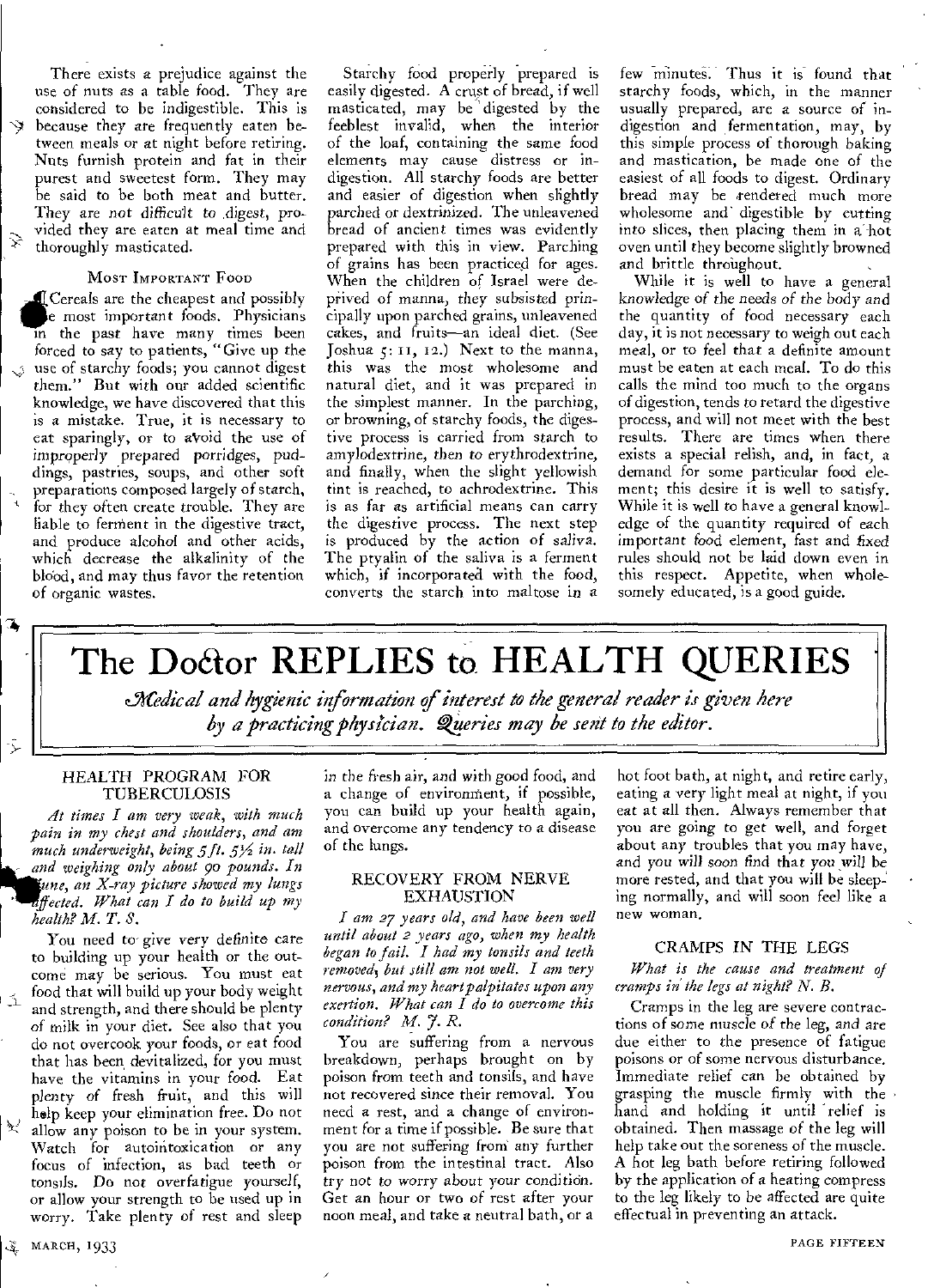There exists a prejudice against the use of nuts as a table food. They are considered to be indigestible. This is because they are frequently eaten between meals or at night before retiring. Nuts furnish protein and fat in their purest and sweetest form. They may be said to be both meat and butter. They are not difficult to digest, provided they are eaten at meal time and thoroughly masticated.

### Most Important Food

Cereals are the cheapest and possibly the most important foods. Physicians in the past have many times been forced to say to patients, "Give up the use of starchy foods; you cannot digest them." But with our added scientific knowledge, we have discovered that this is a mistake. True, it is necessary to eat sparingly, or to avoid the use of improperly prepared porridges, puddings, pastries, soups, and other soft preparations composed largely of starch, for they often create trouble. They are liable to ferment in the digestive tract, and produce alcohol and other acids, which decrease the alkalinity of the blood, and may thus favor the retention of organic wastes.

Starchy food properly prepared is easily digested. A crust of bread, if well masticated, may be digested by the feeblest invalid, when the interior of the loaf, containing the same food elements may cause distress or indigestion. All starchy foods are better and easier of digestion when slightly parched or dextrinized. The unleavened bread of ancient times was evidently prepared with this in view. Parching of grains has been practiced for ages. When the children of Israel were deprived of manna, they subsisted principally upon parched grains, unleavened cakes, and fruits—an ideal diet. (See Joshua 5: 11, 12.) Next to the manna, this was the most wholesome and natural diet, and it was prepared in the simplest manner. In the parching, or browning, of starchy foods, the digestive process is carried from starch to amylodextrine, then to erythrodextrine, and finally, when the slight yellowish tint is reached, to achrodextrine. This is as far as artificial means can carry the digestive process. The next step is produced by the action of saliva. The ptyalin of the saliva is a ferment which, if incorporated with the food, converts the starch into maltose in a few minutes. Thus it is found that starchy foods, which, in the manner usually prepared, are a source of indigestion and fermentation, may, by this simple process of thorough baking and mastication, be made one of the easiest of all foods to digest. Ordinary bread may be rendered much more wholesome and digestible by cutting into slices, then placing them in a hot oven until they become slightly browned and brittle throughout.

While it is well to have a general knowledge of the needs of the body and the quantity of food necessary each day, it is not necessary to weigh out each meal, or to feel that a definite amount must be eaten at each meal. To do this calls the mind too much to the organs of digestion, tends to retard the digestive process, and will not meet with the best results. There are times when there exists a special relish, and, in fact, a demand for some particular food element; this desire it is well to satisfy. While it is well to have a general knowledge of the quantity required of each important food element, fast and fixed rules should not be laid down even in this respect. Appetite, when wholesomely educated, is a good guide.

# The Doctor REPLIES to HEALTH QUERIES

*Medical and hygienic information of interest to the general reader is given here by a practicing physician. Queries may be sent to the editor.*

### HEALTH PROGRAM FOR TUBERCULOSIS

*At times I am very weak, with much pain in my chest and shoulders, and am much underweight, being 5 ft. 5½ in. tall and weighing only about 90 pounds. In June, an X-ray picture showed my lungs affected. What can I do to build up my health? M. T. S.*

You need to give very definite care to building up your health or the outcome may be serious. You must eat food that will build up your body weight and strength, and there should be plenty of milk in your diet. See also that you do not overcook your foods, or eat food that has been devitalized, for you must have the vitamins in your food. Eat plenty of fresh fruit, and this will help keep your elimination free. Do not allow any poison to be in your system. Watch for autointoxication or any focus of infection, as bad teeth or tonsils. Do not overfatigue yourself, or allow your strength to be used up in worry. Take plenty of rest and sleep in the fresh air, and with good food, and a change of environment, if possible, you can build up your health again, and overcome any tendency to a disease of the lungs.

### RECOVERY FROM NERVE EXHAUSTION

*I am 27 years old, and have been well until about 2 years ago, when my health began to fail. I had my tonsils and teeth removed, but still am not well. I am very nervous, and my heart palpitates upon any exertion. What can I do to overcome this condition? M. J. R.*

You are suffering from a nervous breakdown, perhaps brought on by poison from teeth and tonsils, and have not recovered since their removal. You need a rest, and a change of environment for a time if possible. Be sure that you are not suffering from any further poison from the intestinal tract. Also try not to worry about your condition. Get an hour or two of rest after your noon meal, and take a neutral bath, or a hot foot bath, at night, and retire early, eating a very light meal at night, if you eat at all then. Always remember that you are going to get well, and forget about any troubles that you may have, and you will soon find that you will be more rested, and that you will be sleeping normally, and will soon feel like a new woman.

### CRAMPS IN THE LEGS

*What is the cause and treatment of cramps in the legs at night? N. B.*

Cramps in the leg are severe contractions of some muscle of the leg, and are due either to the presence of fatigue poisons or of some nervous disturbance. Immediate relief can be obtained by grasping the muscle firmly with the hand and holding it until relief is obtained. Then massage of the leg will help take out the soreness of the muscle. A hot leg bath before retiring followed by the application of a heating compress to the leg likely to be affected are quite effectual in preventing an attack.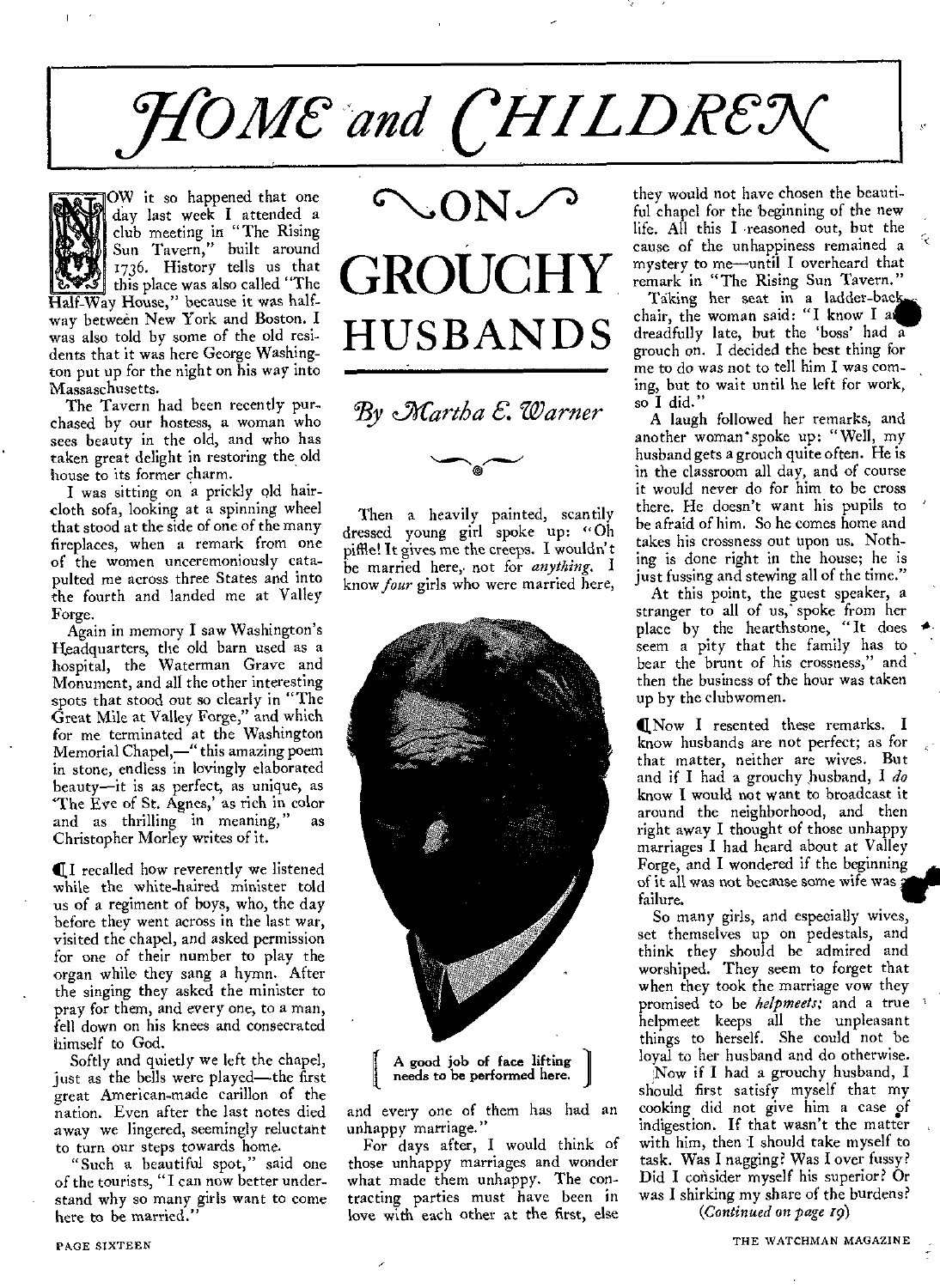# HOME and CHILDREN

# ON GROUCHY HUSBANDS

*By Martha E. Warner*

NOW it so happened that one day last week I attended a club meeting in "The Rising Sun Tavern," built around 1736. History tells us that this place was also called "The Half-Way House," because it was halfway between New York and Boston. I was also told by some of the old residents that it was here George Washington put up for the night on his way into Massachusetts.

The Tavern had been recently purchased by our hostess, a woman who sees beauty in the old, and who has taken great delight in restoring the old house to its former charm.

I was sitting on a prickly old haircloth sofa, looking at a spinning wheel that stood at the side of one of the many fireplaces, when a remark from one of the women unceremoniously catapulted me across three States and into the fourth and landed me at Valley Forge.

Again in memory I saw Washington's Headquarters, the old barn used as a hospital, the Waterman Grave and Monument, and all the other interesting spots that stood out so clearly in "The Great Mile at Valley Forge," and which for me terminated at the Washington Memorial Chapel,—"this amazing poem in stone, endless in lovingly elaborated beauty—it is as perfect, as unique, as 'The Eve of St. Agnes,' as rich in color and as thrilling in meaning," as Christopher Morley writes of it.

I recalled how reverently we listened while the white-haired minister told us of a regiment of boys, who, the day before they went across in the last war, visited the chapel, and asked permission for one of their number to play the organ while they sang a hymn. After the singing they asked the minister to pray for them, and every one, to a man, fell down on his knees and consecrated himself to God.

Softly and quietly we left the chapel, just as the bells were played—the first great American-made carillon of the nation. Even after the last notes died away we lingered, seemingly reluctant to turn our steps towards home.

"Such a beautiful spot," said one of the tourists, "I can now better understand why so many girls want to come here to be married."

Then a heavily painted, scantily dressed young girl spoke up: "Oh piffle! It gives me the creeps. I wouldn't be married here, not for *anything*. I know *four* girls who were married here, and every one of them has had an unhappy marriage."

A good job of face lifting needs to be performed here.

For days after, I would think of those unhappy marriages and wonder what made them unhappy. The contracting parties must have been in love with each other at the first, else they would not have chosen the beautiful chapel for the beginning of the new life. All this I reasoned out, but the cause of the unhappiness remained a mystery to me—until I overheard that remark in "The Rising Sun Tavern."

Taking her seat in a ladder-back chair, the woman said: "I know I am dreadfully late, but the 'boss' had a grouch on. I decided the best thing for me to do was not to tell him I was coming, but to wait until he left for work, so I did."

A laugh followed her remarks, and another woman spoke up: "Well, my husband gets a grouch quite often. He is in the classroom all day, and of course it would never do for him to be cross there. He doesn't want his pupils to be afraid of him. So he comes home and takes his crossness out upon us. Nothing is done right in the house; he is just fussing and stewing all of the time."

At this point, the guest speaker, a stranger to all of us, spoke from her place by the hearthstone, "It does seem a pity that the family has to bear the brunt of his crossness," and then the business of the hour was taken up by the clubwomen.

Now I resented these remarks. I know husbands are not perfect; as for that matter, neither are wives. But and if I had a grouchy husband, I *do* know I would not want to broadcast it around the neighborhood, and then right away I thought of those unhappy marriages I had heard about at Valley Forge, and I wondered if the beginning of it all was not because some wife was a failure.

So many girls, and especially wives, set themselves up on pedestals, and think they should be admired and worshiped. They seem to forget that when they took the marriage vow they promised to be *helpmeets;* and a true helpmeet keeps all the unpleasant things to herself. She could not be loyal to her husband and do otherwise.

Now if I had a grouchy husband, I should first satisfy myself that my cooking did not give him a case of indigestion. If that wasn't the matter with him, then I should take myself to task. Was I nagging? Was I over fussy? Did I consider myself his superior? Or was I shirking my share of the burdens?

*(Continued on page 19)*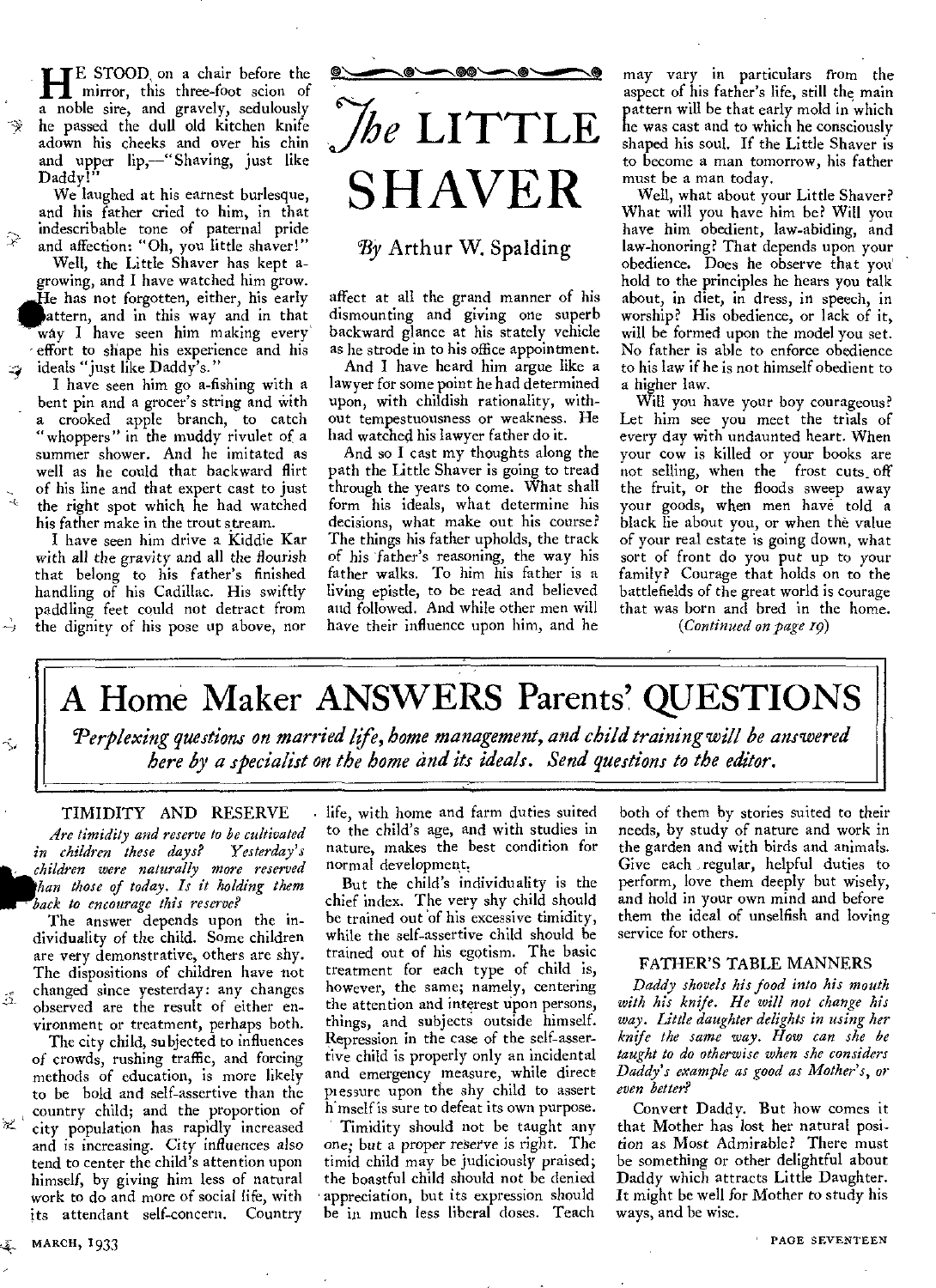# The LITTLE SHAVER

*By* Arthur W. Spalding

HE STOOD on a chair before the mirror, this three-foot scion of a noble sire, and gravely, sedulously he passed the dull old kitchen knife adown his cheeks and over his chin and upper lip,—"Shaving, just like Daddy!"

We laughed at his earnest burlesque, and his father cried to him, in that indescribable tone of paternal pride and affection: "Oh, you little shaver!"

Well, the Little Shaver has kept a-growing, and I have watched him grow. He has not forgotten, either, his early pattern, and in this way and in that way I have seen him making every effort to shape his experience and his ideals "just like Daddy's."

I have seen him go a-fishing with a bent pin and a grocer's string and with a crooked apple branch, to catch "whoppers" in the muddy rivulet of a summer shower. And he imitated as well as he could that backward flirt of his line and that expert cast to just the right spot which he had watched his father make in the trout stream.

I have seen him drive a Kiddie Kar with all the gravity and all the flourish that belong to his father's finished handling of his Cadillac. His swiftly paddling feet could not detract from the dignity of his pose up above, nor affect at all the grand manner of his dismounting and giving one superb backward glance at his stately vehicle as he strode in to his office appointment.

And I have heard him argue like a lawyer for some point he had determined upon, with childish rationality, without tempestuousness or weakness. He had watched his lawyer father do it.

And so I cast my thoughts along the path the Little Shaver is going to tread through the years to come. What shall form his ideals, what determine his decisions, what make out his course? The things his father upholds, the track of his father's reasoning, the way his father walks. To him his father is a living epistle, to be read and believed and followed. And while other men will have their influence upon him, and he may vary in particulars from the aspect of his father's life, still the main pattern will be that early mold in which he was cast and to which he consciously shaped his soul. If the Little Shaver is to become a man tomorrow, his father must be a man today.

Well, what about your Little Shaver? What will you have him be? Will you have him obedient, law-abiding, and law-honoring? That depends upon your obedience. Does he observe that you hold to the principles he hears you talk about, in diet, in dress, in speech, in worship? His obedience, or lack of it, will be formed upon the model you set. No father is able to enforce obedience to his law if he is not himself obedient to a higher law.

Will you have your boy courageous? Let him see you meet the trials of every day with undaunted heart. When your cow is killed or your books are not selling, when the frost cuts off the fruit, or the floods sweep away your goods, when men have told a black lie about you, or when the value of your real estate is going down, what sort of front do you put up to your family? Courage that holds on to the battlefields of the great world is courage that was born and bred in the home.

*(Continued on page 19)*

# A Home Maker ANSWERS Parents' QUESTIONS

*Perplexing questions on married life, home management, and child training will be answered here by a specialist on the home and its ideals. Send questions to the editor.*

## TIMIDITY AND RESERVE

*Are timidity and reserve to be cultivated in children these days? Yesterday's children were naturally more reserved than those of today. Is it holding them back to encourage this reserve?*

The answer depends upon the individuality of the child. Some children are very demonstrative, others are shy. The dispositions of children have not changed since yesterday: any changes observed are the result of either environment or treatment, perhaps both.

The city child, subjected to influences of crowds, rushing traffic, and forcing methods of education, is more likely to be bold and self-assertive than the country child; and the proportion of city population has rapidly increased and is increasing. City influences also tend to center the child's attention upon himself, by giving him less of natural work to do and more of social life, with its attendant self-concern. Country life, with home and farm duties suited to the child's age, and with studies in nature, makes the best condition for normal development.

But the child's individuality is the chief index. The very shy child should be trained out of his excessive timidity, while the self-assertive child should be trained out of his egotism. The basic treatment for each type of child is, however, the same; namely, centering the attention and interest upon persons, things, and subjects outside himself. Repression in the case of the self-assertive child is properly only an incidental and emergency measure, while direct pressure upon the shy child to assert himself is sure to defeat its own purpose.

Timidity should not be taught any one; but a proper reserve is right. The timid child may be judiciously praised; the boastful child should not be denied appreciation, but its expression should be in much less liberal doses. Teach both of them by stories suited to their needs, by study of nature and work in the garden and with birds and animals. Give each regular, helpful duties to perform, love them deeply but wisely, and hold in your own mind and before them the ideal of unselfish and loving service for others.

## FATHER'S TABLE MANNERS

*Daddy shovels his food into his mouth with his knife. He will not change his way. Little daughter delights in using her knife the same way. How can she be taught to do otherwise when she considers Daddy's example as good as Mother's, or even better?*

Convert Daddy. But how comes it that Mother has lost her natural position as Most Admirable? There must be something or other delightful about Daddy which attracts Little Daughter. It might be well for Mother to study his ways, and be wise.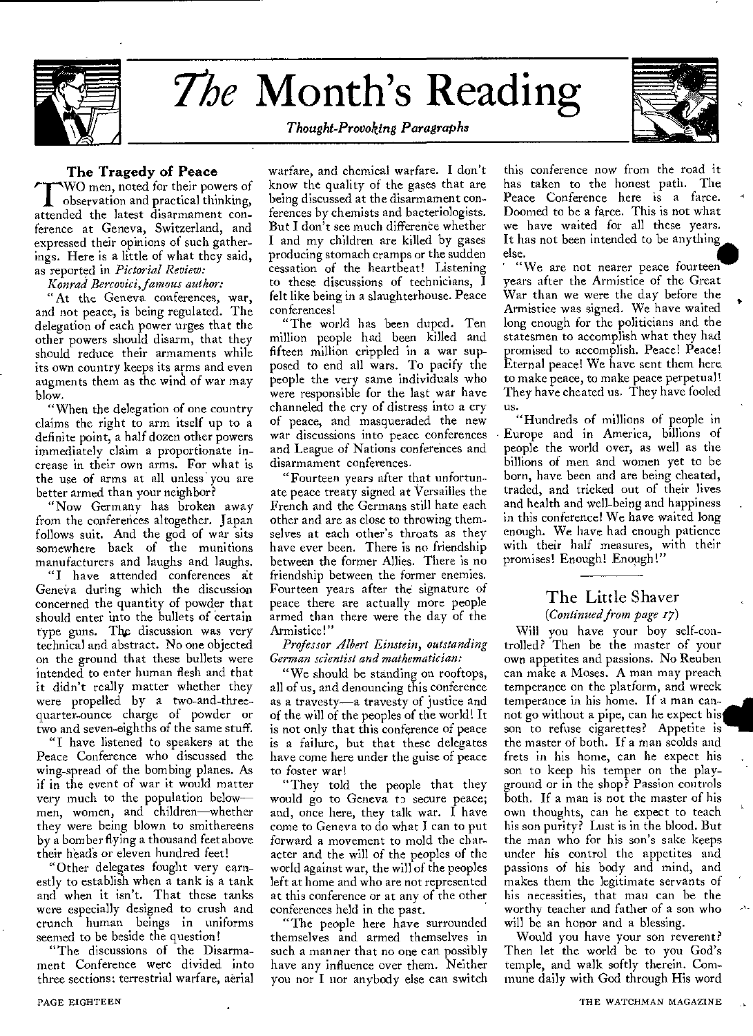# *The* Month's Reading

*Thought-Provoking Paragraphs*

## The Tragedy of Peace

TWO men, noted for their powers of observation and practical thinking, attended the latest disarmament conference at Geneva, Switzerland, and expressed their opinions of such gatherings. Here is a little of what they said, as reported in *Pictorial Review:*

*Konrad Bercovici, famous author:*

"At the Geneva conferences, war, and not peace, is being regulated. The delegation of each power urges that the other powers should disarm, that they should reduce their armaments while its own country keeps its arms and even augments them as the wind of war may blow.

"When the delegation of one country claims the right to arm itself up to a definite point, a half dozen other powers immediately claim a proportionate increase in their own arms. For what is the use of arms at all unless you are better armed than your neighbor?

"Now Germany has broken away from the conferences altogether. Japan follows suit. And the god of war sits somewhere back of the munitions manufacturers and laughs and laughs.

"I have attended conferences at Geneva during which the discussion concerned the quantity of powder that should enter into the bullets of certain type guns. The discussion was very technical and abstract. No one objected on the ground that these bullets were intended to enter human flesh and that it didn't really matter whether they were propelled by a two-and-three-quarter-ounce charge of powder or two and seven-eighths of the same stuff.

"I have listened to speakers at the Peace Conference who discussed the wing-spread of the bombing planes. As if in the event of war it would matter very much to the population below—men, women, and children—whether they were being blown to smithereens by a bomber flying a thousand feet above their heads or eleven hundred feet!

"Other delegates fought very earnestly to establish when a tank is a tank and when it isn't. That these tanks were especially designed to crush and crunch human beings in uniforms seemed to be beside the question!

"The discussions of the Disarmament Conference were divided into three sections: terrestrial warfare, aerial warfare, and chemical warfare. I don't know the quality of the gases that are being discussed at the disarmament conferences by chemists and bacteriologists. But I don't see much difference whether I and my children are killed by gases producing stomach cramps or the sudden cessation of the heartbeat! Listening to these discussions of technicians, I felt like being in a slaughterhouse. Peace conferences!

"The world has been duped. Ten million people had been killed and fifteen million crippled in a war supposed to end all wars. To pacify the people the very same individuals who were responsible for the last war have channeled the cry of distress into a cry of peace, and masqueraded the new war discussions into peace conferences and League of Nations conferences and disarmament conferences.

"Fourteen years after that unfortunate peace treaty signed at Versailles the French and the Germans still hate each other and are as close to throwing themselves at each other's throats as they have ever been. There is no friendship between the former Allies. There is no friendship between the former enemies. Fourteen years after the signature of peace there are actually more people armed than there were the day of the Armistice!"

*Professor Albert Einstein, outstanding German scientist and mathematician:*

"We should be standing on rooftops, all of us, and denouncing this conference as a travesty—a travesty of justice and of the will of the peoples of the world! It is not only that this conference of peace is a failure, but that these delegates have come here under the guise of peace to foster war!

"They told the people that they would go to Geneva to secure peace; and, once here, they talk war. I have come to Geneva to do what I can to put forward a movement to mold the character and the will of the peoples of the world against war, the will of the peoples left at home and who are not represented at this conference or at any of the other conferences held in the past.

"The people here have surrounded themselves and armed themselves in such a manner that no one can possibly have any influence over them. Neither you nor I nor anybody else can switch this conference now from the road it has taken to the honest path. The Peace Conference here is a farce. Doomed to be a farce. This is not what we have waited for all these years. It has not been intended to be anything else.

"We are not nearer peace fourteen years after the Armistice of the Great War than we were the day before the Armistice was signed. We have waited long enough for the politicians and the statesmen to accomplish what they had promised to accomplish. Peace! Peace! Eternal peace! We have sent them here to make peace, to make peace perpetual! They have cheated us. They have fooled us.

"Hundreds of millions of people in Europe and in America, billions of people the world over, as well as the billions of men and women yet to be born, have been and are being cheated, traded, and tricked out of their lives and health and well-being and happiness in this conference! We have waited long enough. We have had enough patience with their half measures, with their promises! Enough! Enough!"

---

## The Little Shaver

*(Continued from page 17)*

Will you have your boy self-controlled? Then be the master of your own appetites and passions. No Reuben can make a Moses. A man may preach temperance on the platform, and wreck temperance in his home. If a man cannot go without a pipe, can he expect his son to refuse cigarettes? Appetite is the master of both. If a man scolds and frets in his home, can he expect his son to keep his temper on the playground or in the shop? Passion controls both. If a man is not the master of his own thoughts, can he expect to teach his son purity? Lust is in the blood. But the man who for his son's sake keeps under his control the appetites and passions of his body and mind, and makes them the legitimate servants of his necessities, that man can be the worthy teacher and father of a son who will be an honor and a blessing.

Would you have your son reverent? Then let the world be to you God's temple, and walk softly therein. Commune daily with God through His word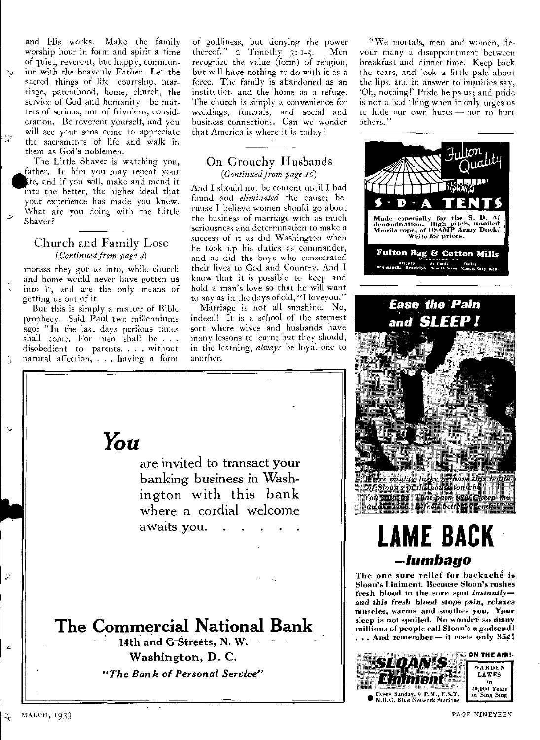and His works. Make the family worship hour in form and spirit a time of quiet, reverent, but happy, communion with the heavenly Father. Let the sacred things of life—courtship, marriage, parenthood, home, church, the service of God and humanity—be matters of serious, not of frivolous, consideration. Be reverent yourself, and you will see your sons come to appreciate the sacraments of life and walk in them as God's noblemen.

The Little Shaver is watching you, father. In him you may repeat your life, and if you will, make and mend it into the better, the higher ideal that your experience has made you know. What are you doing with the Little Shaver?

## Church and Family Lose

*(Continued from page 4)*

morass they got us into, while church and home would never have gotten us into it, and are the only means of getting us out of it.

But this is simply a matter of Bible prophecy. Said Paul two millenniums ago: "In the last days perilous times shall come. For men shall be . . . disobedient to parents, . . . without natural affection, . . . having a form of godliness, but denying the power thereof." 2 Timothy 3: 1-5. Men recognize the value (form) of religion, but will have nothing to do with it as a force. The family is abandoned as an institution and the home as a refuge. The church is simply a convenience for weddings, funerals, and social and business connections. Can we wonder that America is where it is today?

## On Grouchy Husbands

*(Continued from page 16)*

And I should not be content until I had found and *eliminated* the cause; because I believe women should go about the business of marriage with as much seriousness and determination to make a success of it as did Washington when he took up his duties as commander, and as did the boys who consecrated their lives to God and Country. And I know that it is possible to keep and hold a man's love so that he will want to say as in the days of old, "I loveyou."

Marriage is not all sunshine. No, indeed! It is a school of the sternest sort where wives and husbands have many lessons to learn; but they should, in the learning, *always* be loyal one to another.

"We mortals, men and women, devour many a disappointment between breakfast and dinner-time. Keep back the tears, and look a little pale about the lips, and in answer to inquiries say, 'Oh, nothing!' Pride helps us; and pride is not a bad thing when it only urges us to hide our own hurts — not to hurt others."

---

Fulton Quality

**S · D · A TENTS**

Made especially for the S. D. A. denomination. High pitch, unoiled Manila rope, of USAMP Army Duck. Write for prices.

**Fulton Bag & Cotton Mills**

Atlanta St. Louis Dallas Minneapolis Brooklyn New Orleans Kansas City, Kan.

---

***You***

are invited to transact your banking business in Washington with this bank where a cordial welcome awaits you. . . . . .

**The Commercial National Bank**

**14th and G Streets, N. W.**

**Washington, D. C.**

***"The Bank of Personal Service"***

---

***Ease the Pain and SLEEP!***

*"We're mighty lucky to have this bottle of Sloan's in the house tonight." "You said it! That pain won't keep me awake now. It feels better already!"*

# LAME BACK

## *—lumbago*

**The one sure relief for backache is Sloan's Liniment. Because Sloan's rushes fresh blood to the sore spot *instantly—and this fresh blood stops pain, relaxes* muscles, warms and soothes you. Your sleep is not spoiled. No wonder so many millions of people call Sloan's a godsend! . . . And remember — it costs only 35¢!**

***SLOAN'S Liniment***

Every Sunday, 9 P.M., E.S.T. N.B.C. Blue Network Stations

**ON THE AIR!** WARDEN LAWES in 20,000 Years in Sing Sing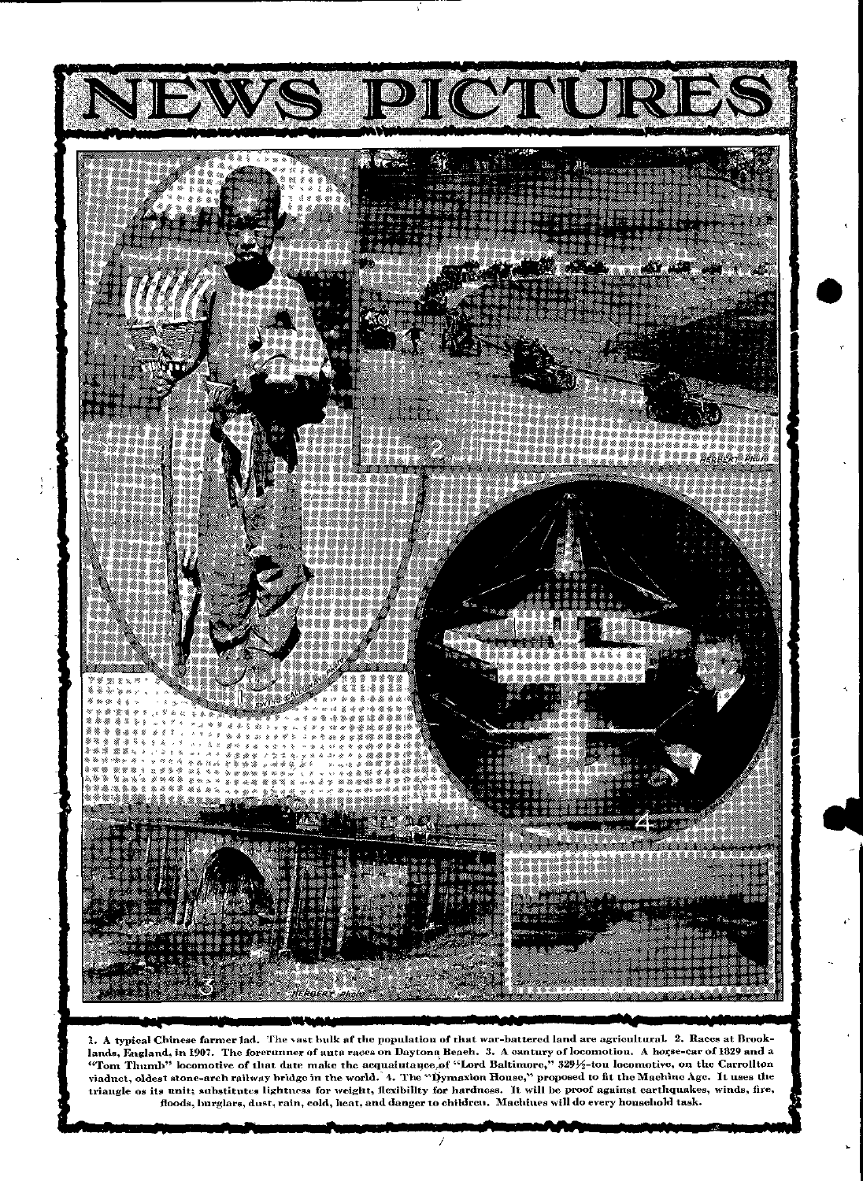# NEWS PICTURES

1. A typical Chinese farmer lad. The vast bulk of the population of that war-battered land are agricultural. 2. Races at Brooklands, England, in 1907. The forerunner of auto races on Daytona Beach. 3. A century of locomotion. A horse-car of 1829 and a "Tom Thumb" locomotive of that date make the acquaintance of "Lord Baltimore," 329½-ton locomotive, on the Carrollton viaduct, oldest stone-arch railway bridge in the world. 4. The "Dymaxion House," proposed to fit the Machine Age. It uses the triangle as its unit; substitutes lightness for weight, flexibility for hardness. It will be proof against earthquakes, winds, fire, floods, burglars, dust, rain, cold, heat, and danger to children. Machines will do every household task.